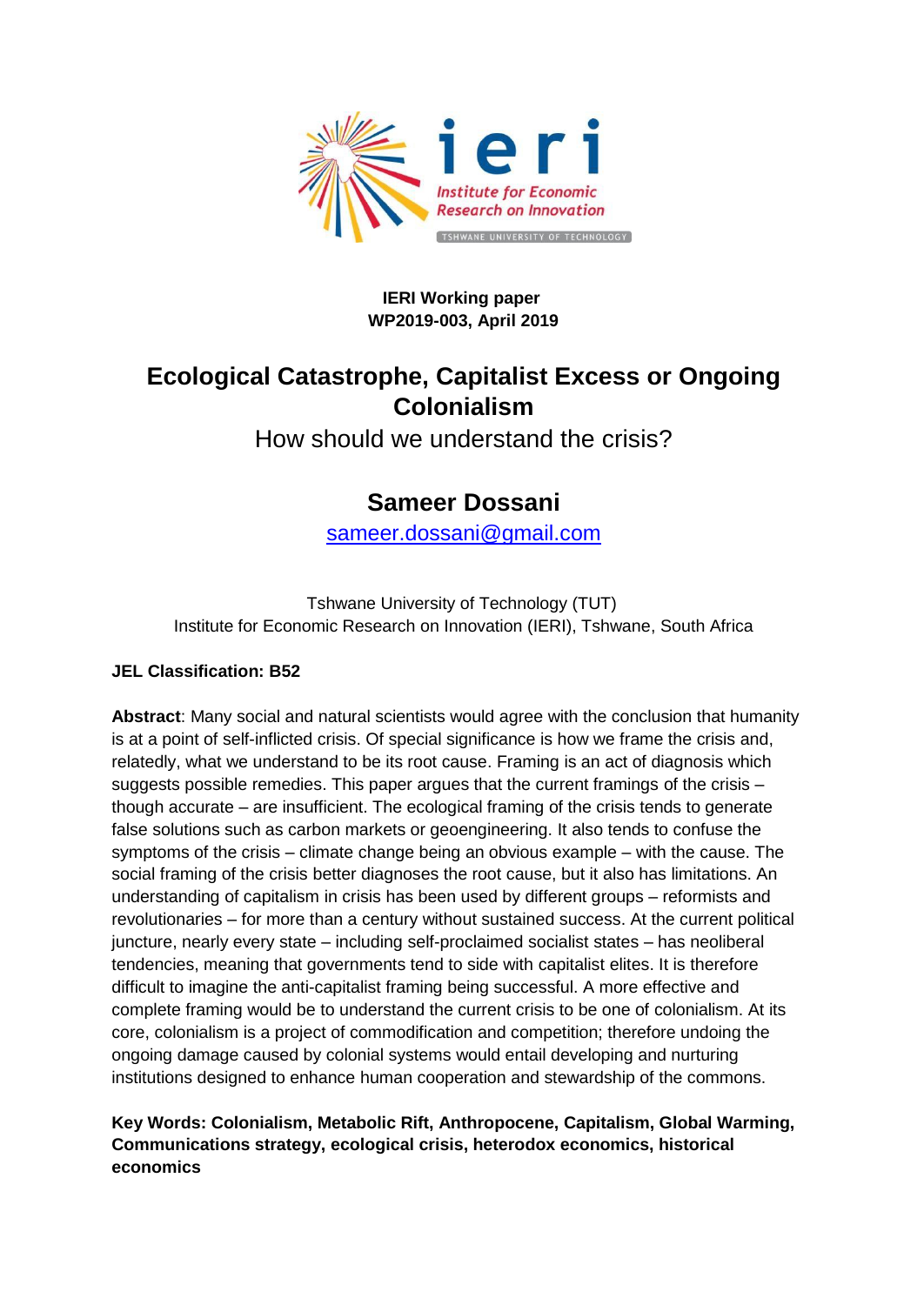ieri

Institute for Economic Research on Innovation

TSHWANE UNIVERSITY OF TECHNOLOGY

**IERI Working paper**
**WP2019-003, April 2019**

# Ecological Catastrophe, Capitalist Excess or Ongoing Colonialism

How should we understand the crisis?

## Sameer Dossani

sameer.dossani@gmail.com

Tshwane University of Technology (TUT)
Institute for Economic Research on Innovation (IERI), Tshwane, South Africa

**JEL Classification: B52**

**Abstract**: Many social and natural scientists would agree with the conclusion that humanity is at a point of self-inflicted crisis. Of special significance is how we frame the crisis and, relatedly, what we understand to be its root cause. Framing is an act of diagnosis which suggests possible remedies. This paper argues that the current framings of the crisis – though accurate – are insufficient. The ecological framing of the crisis tends to generate false solutions such as carbon markets or geoengineering. It also tends to confuse the symptoms of the crisis – climate change being an obvious example – with the cause. The social framing of the crisis better diagnoses the root cause, but it also has limitations. An understanding of capitalism in crisis has been used by different groups – reformists and revolutionaries – for more than a century without sustained success. At the current political juncture, nearly every state – including self-proclaimed socialist states – has neoliberal tendencies, meaning that governments tend to side with capitalist elites. It is therefore difficult to imagine the anti-capitalist framing being successful. A more effective and complete framing would be to understand the current crisis to be one of colonialism. At its core, colonialism is a project of commodification and competition; therefore undoing the ongoing damage caused by colonial systems would entail developing and nurturing institutions designed to enhance human cooperation and stewardship of the commons.

**Key Words: Colonialism, Metabolic Rift, Anthropocene, Capitalism, Global Warming, Communications strategy, ecological crisis, heterodox economics, historical economics**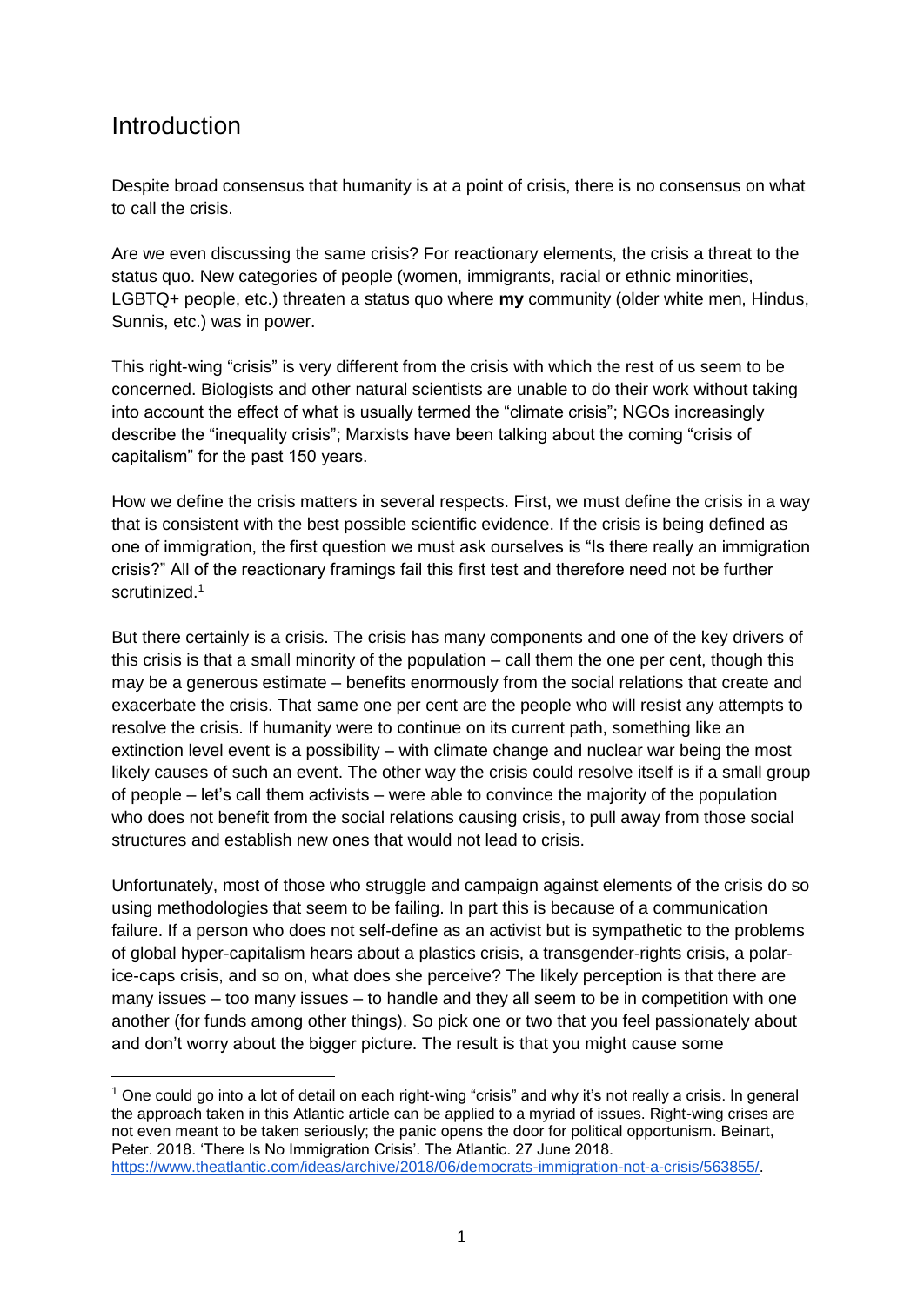# Introduction

Despite broad consensus that humanity is at a point of crisis, there is no consensus on what to call the crisis.

Are we even discussing the same crisis? For reactionary elements, the crisis a threat to the status quo. New categories of people (women, immigrants, racial or ethnic minorities, LGBTQ+ people, etc.) threaten a status quo where **my** community (older white men, Hindus, Sunnis, etc.) was in power.

This right-wing "crisis" is very different from the crisis with which the rest of us seem to be concerned. Biologists and other natural scientists are unable to do their work without taking into account the effect of what is usually termed the "climate crisis"; NGOs increasingly describe the "inequality crisis"; Marxists have been talking about the coming "crisis of capitalism" for the past 150 years.

How we define the crisis matters in several respects. First, we must define the crisis in a way that is consistent with the best possible scientific evidence. If the crisis is being defined as one of immigration, the first question we must ask ourselves is "Is there really an immigration crisis?" All of the reactionary framings fail this first test and therefore need not be further scrutinized.[1]

But there certainly is a crisis. The crisis has many components and one of the key drivers of this crisis is that a small minority of the population – call them the one per cent, though this may be a generous estimate – benefits enormously from the social relations that create and exacerbate the crisis. That same one per cent are the people who will resist any attempts to resolve the crisis. If humanity were to continue on its current path, something like an extinction level event is a possibility – with climate change and nuclear war being the most likely causes of such an event. The other way the crisis could resolve itself is if a small group of people – let's call them activists – were able to convince the majority of the population who does not benefit from the social relations causing crisis, to pull away from those social structures and establish new ones that would not lead to crisis.

Unfortunately, most of those who struggle and campaign against elements of the crisis do so using methodologies that seem to be failing. In part this is because of a communication failure. If a person who does not self-define as an activist but is sympathetic to the problems of global hyper-capitalism hears about a plastics crisis, a transgender-rights crisis, a polar-ice-caps crisis, and so on, what does she perceive? The likely perception is that there are many issues – too many issues – to handle and they all seem to be in competition with one another (for funds among other things). So pick one or two that you feel passionately about and don't worry about the bigger picture. The result is that you might cause some

[1] One could go into a lot of detail on each right-wing "crisis" and why it's not really a crisis. In general the approach taken in this Atlantic article can be applied to a myriad of issues. Right-wing crises are not even meant to be taken seriously; the panic opens the door for political opportunism. Beinart, Peter. 2018. 'There Is No Immigration Crisis'. The Atlantic. 27 June 2018. https://www.theatlantic.com/ideas/archive/2018/06/democrats-immigration-not-a-crisis/563855/.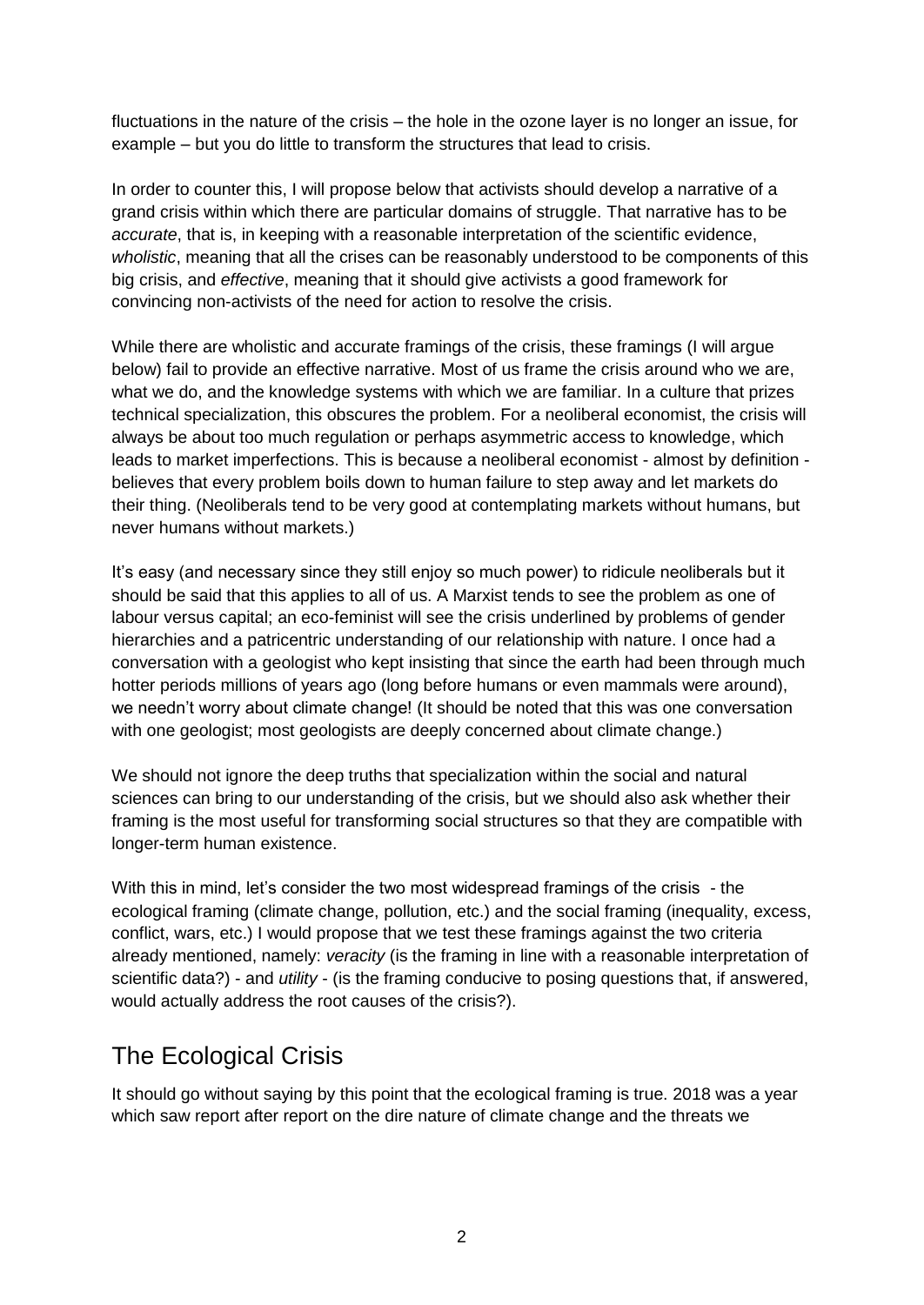fluctuations in the nature of the crisis – the hole in the ozone layer is no longer an issue, for example – but you do little to transform the structures that lead to crisis.

In order to counter this, I will propose below that activists should develop a narrative of a grand crisis within which there are particular domains of struggle. That narrative has to be *accurate*, that is, in keeping with a reasonable interpretation of the scientific evidence, *wholistic*, meaning that all the crises can be reasonably understood to be components of this big crisis, and *effective*, meaning that it should give activists a good framework for convincing non-activists of the need for action to resolve the crisis.

While there are wholistic and accurate framings of the crisis, these framings (I will argue below) fail to provide an effective narrative. Most of us frame the crisis around who we are, what we do, and the knowledge systems with which we are familiar. In a culture that prizes technical specialization, this obscures the problem. For a neoliberal economist, the crisis will always be about too much regulation or perhaps asymmetric access to knowledge, which leads to market imperfections. This is because a neoliberal economist - almost by definition - believes that every problem boils down to human failure to step away and let markets do their thing. (Neoliberals tend to be very good at contemplating markets without humans, but never humans without markets.)

It's easy (and necessary since they still enjoy so much power) to ridicule neoliberals but it should be said that this applies to all of us. A Marxist tends to see the problem as one of labour versus capital; an eco-feminist will see the crisis underlined by problems of gender hierarchies and a patricentric understanding of our relationship with nature. I once had a conversation with a geologist who kept insisting that since the earth had been through much hotter periods millions of years ago (long before humans or even mammals were around), we needn't worry about climate change! (It should be noted that this was one conversation with one geologist; most geologists are deeply concerned about climate change.)

We should not ignore the deep truths that specialization within the social and natural sciences can bring to our understanding of the crisis, but we should also ask whether their framing is the most useful for transforming social structures so that they are compatible with longer-term human existence.

With this in mind, let's consider the two most widespread framings of the crisis - the ecological framing (climate change, pollution, etc.) and the social framing (inequality, excess, conflict, wars, etc.) I would propose that we test these framings against the two criteria already mentioned, namely: *veracity* (is the framing in line with a reasonable interpretation of scientific data?) - and *utility* - (is the framing conducive to posing questions that, if answered, would actually address the root causes of the crisis?).

## The Ecological Crisis

It should go without saying by this point that the ecological framing is true. 2018 was a year which saw report after report on the dire nature of climate change and the threats we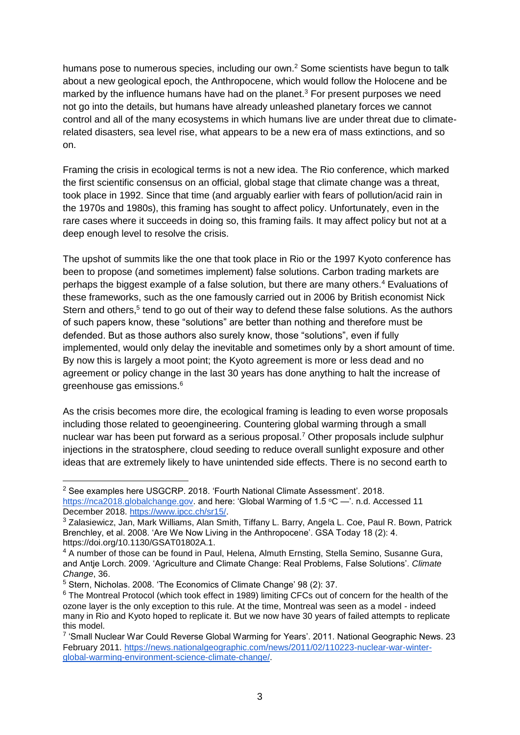humans pose to numerous species, including our own.[2] Some scientists have begun to talk about a new geological epoch, the Anthropocene, which would follow the Holocene and be marked by the influence humans have had on the planet.[3] For present purposes we need not go into the details, but humans have already unleashed planetary forces we cannot control and all of the many ecosystems in which humans live are under threat due to climate-related disasters, sea level rise, what appears to be a new era of mass extinctions, and so on.

Framing the crisis in ecological terms is not a new idea. The Rio conference, which marked the first scientific consensus on an official, global stage that climate change was a threat, took place in 1992. Since that time (and arguably earlier with fears of pollution/acid rain in the 1970s and 1980s), this framing has sought to affect policy. Unfortunately, even in the rare cases where it succeeds in doing so, this framing fails. It may affect policy but not at a deep enough level to resolve the crisis.

The upshot of summits like the one that took place in Rio or the 1997 Kyoto conference has been to propose (and sometimes implement) false solutions. Carbon trading markets are perhaps the biggest example of a false solution, but there are many others.[4] Evaluations of these frameworks, such as the one famously carried out in 2006 by British economist Nick Stern and others,[5] tend to go out of their way to defend these false solutions. As the authors of such papers know, these "solutions" are better than nothing and therefore must be defended. But as those authors also surely know, those "solutions", even if fully implemented, would only delay the inevitable and sometimes only by a short amount of time. By now this is largely a moot point; the Kyoto agreement is more or less dead and no agreement or policy change in the last 30 years has done anything to halt the increase of greenhouse gas emissions.[6]

As the crisis becomes more dire, the ecological framing is leading to even worse proposals including those related to geoengineering. Countering global warming through a small nuclear war has been put forward as a serious proposal.[7] Other proposals include sulphur injections in the stratosphere, cloud seeding to reduce overall sunlight exposure and other ideas that are extremely likely to have unintended side effects. There is no second earth to

---

[2] See examples here USGCRP. 2018. 'Fourth National Climate Assessment'. 2018. https://nca2018.globalchange.gov. and here: 'Global Warming of 1.5 °C —'. n.d. Accessed 11 December 2018. https://www.ipcc.ch/sr15/.

[3] Zalasiewicz, Jan, Mark Williams, Alan Smith, Tiffany L. Barry, Angela L. Coe, Paul R. Bown, Patrick Brenchley, et al. 2008. 'Are We Now Living in the Anthropocene'. GSA Today 18 (2): 4. https://doi.org/10.1130/GSAT01802A.1.

[4] A number of those can be found in Paul, Helena, Almuth Ernsting, Stella Semino, Susanne Gura, and Antje Lorch. 2009. 'Agriculture and Climate Change: Real Problems, False Solutions'. *Climate Change*, 36.

[5] Stern, Nicholas. 2008. 'The Economics of Climate Change' 98 (2): 37.

[6] The Montreal Protocol (which took effect in 1989) limiting CFCs out of concern for the health of the ozone layer is the only exception to this rule. At the time, Montreal was seen as a model - indeed many in Rio and Kyoto hoped to replicate it. But we now have 30 years of failed attempts to replicate this model.

[7] 'Small Nuclear War Could Reverse Global Warming for Years'. 2011. National Geographic News. 23 February 2011. https://news.nationalgeographic.com/news/2011/02/110223-nuclear-war-winter-global-warming-environment-science-climate-change/.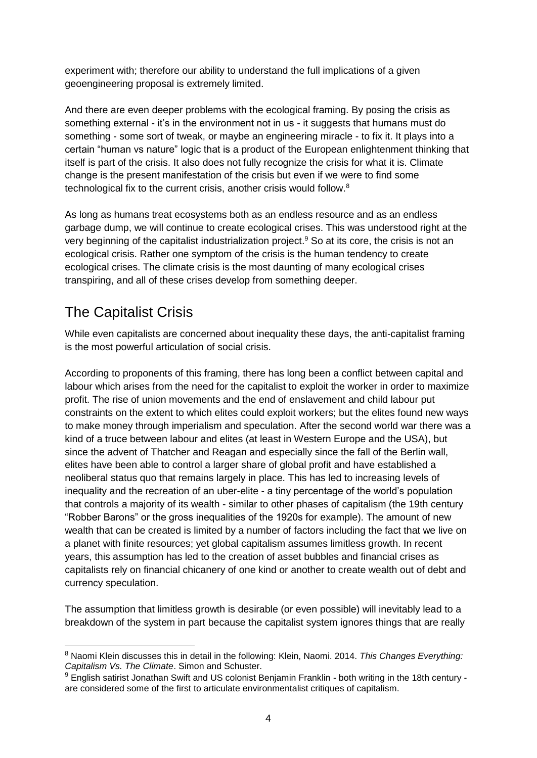experiment with; therefore our ability to understand the full implications of a given geoengineering proposal is extremely limited.

And there are even deeper problems with the ecological framing. By posing the crisis as something external - it's in the environment not in us - it suggests that humans must do something - some sort of tweak, or maybe an engineering miracle - to fix it. It plays into a certain "human vs nature" logic that is a product of the European enlightenment thinking that itself is part of the crisis. It also does not fully recognize the crisis for what it is. Climate change is the present manifestation of the crisis but even if we were to find some technological fix to the current crisis, another crisis would follow.[8]

As long as humans treat ecosystems both as an endless resource and as an endless garbage dump, we will continue to create ecological crises. This was understood right at the very beginning of the capitalist industrialization project.[9] So at its core, the crisis is not an ecological crisis. Rather one symptom of the crisis is the human tendency to create ecological crises. The climate crisis is the most daunting of many ecological crises transpiring, and all of these crises develop from something deeper.

## The Capitalist Crisis

While even capitalists are concerned about inequality these days, the anti-capitalist framing is the most powerful articulation of social crisis.

According to proponents of this framing, there has long been a conflict between capital and labour which arises from the need for the capitalist to exploit the worker in order to maximize profit. The rise of union movements and the end of enslavement and child labour put constraints on the extent to which elites could exploit workers; but the elites found new ways to make money through imperialism and speculation. After the second world war there was a kind of a truce between labour and elites (at least in Western Europe and the USA), but since the advent of Thatcher and Reagan and especially since the fall of the Berlin wall, elites have been able to control a larger share of global profit and have established a neoliberal status quo that remains largely in place. This has led to increasing levels of inequality and the recreation of an uber-elite - a tiny percentage of the world's population that controls a majority of its wealth - similar to other phases of capitalism (the 19th century "Robber Barons" or the gross inequalities of the 1920s for example). The amount of new wealth that can be created is limited by a number of factors including the fact that we live on a planet with finite resources; yet global capitalism assumes limitless growth. In recent years, this assumption has led to the creation of asset bubbles and financial crises as capitalists rely on financial chicanery of one kind or another to create wealth out of debt and currency speculation.

The assumption that limitless growth is desirable (or even possible) will inevitably lead to a breakdown of the system in part because the capitalist system ignores things that are really

---

[8] Naomi Klein discusses this in detail in the following: Klein, Naomi. 2014. *This Changes Everything: Capitalism Vs. The Climate*. Simon and Schuster.

[9] English satirist Jonathan Swift and US colonist Benjamin Franklin - both writing in the 18th century - are considered some of the first to articulate environmentalist critiques of capitalism.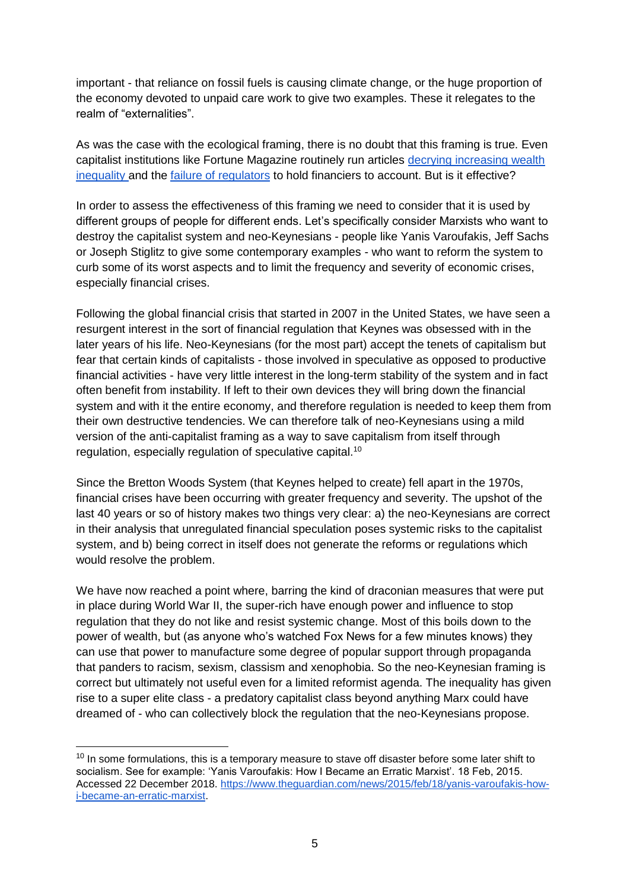important - that reliance on fossil fuels is causing climate change, or the huge proportion of the economy devoted to unpaid care work to give two examples. These it relegates to the realm of "externalities".

As was the case with the ecological framing, there is no doubt that this framing is true. Even capitalist institutions like Fortune Magazine routinely run articles decrying increasing wealth inequality and the failure of regulators to hold financiers to account. But is it effective?

In order to assess the effectiveness of this framing we need to consider that it is used by different groups of people for different ends. Let's specifically consider Marxists who want to destroy the capitalist system and neo-Keynesians - people like Yanis Varoufakis, Jeff Sachs or Joseph Stiglitz to give some contemporary examples - who want to reform the system to curb some of its worst aspects and to limit the frequency and severity of economic crises, especially financial crises.

Following the global financial crisis that started in 2007 in the United States, we have seen a resurgent interest in the sort of financial regulation that Keynes was obsessed with in the later years of his life. Neo-Keynesians (for the most part) accept the tenets of capitalism but fear that certain kinds of capitalists - those involved in speculative as opposed to productive financial activities - have very little interest in the long-term stability of the system and in fact often benefit from instability. If left to their own devices they will bring down the financial system and with it the entire economy, and therefore regulation is needed to keep them from their own destructive tendencies. We can therefore talk of neo-Keynesians using a mild version of the anti-capitalist framing as a way to save capitalism from itself through regulation, especially regulation of speculative capital.[10]

Since the Bretton Woods System (that Keynes helped to create) fell apart in the 1970s, financial crises have been occurring with greater frequency and severity. The upshot of the last 40 years or so of history makes two things very clear: a) the neo-Keynesians are correct in their analysis that unregulated financial speculation poses systemic risks to the capitalist system, and b) being correct in itself does not generate the reforms or regulations which would resolve the problem.

We have now reached a point where, barring the kind of draconian measures that were put in place during World War II, the super-rich have enough power and influence to stop regulation that they do not like and resist systemic change. Most of this boils down to the power of wealth, but (as anyone who's watched Fox News for a few minutes knows) they can use that power to manufacture some degree of popular support through propaganda that panders to racism, sexism, classism and xenophobia. So the neo-Keynesian framing is correct but ultimately not useful even for a limited reformist agenda. The inequality has given rise to a super elite class - a predatory capitalist class beyond anything Marx could have dreamed of - who can collectively block the regulation that the neo-Keynesians propose.

---

[10] In some formulations, this is a temporary measure to stave off disaster before some later shift to socialism. See for example: 'Yanis Varoufakis: How I Became an Erratic Marxist'. 18 Feb, 2015. Accessed 22 December 2018. https://www.theguardian.com/news/2015/feb/18/yanis-varoufakis-how-i-became-an-erratic-marxist.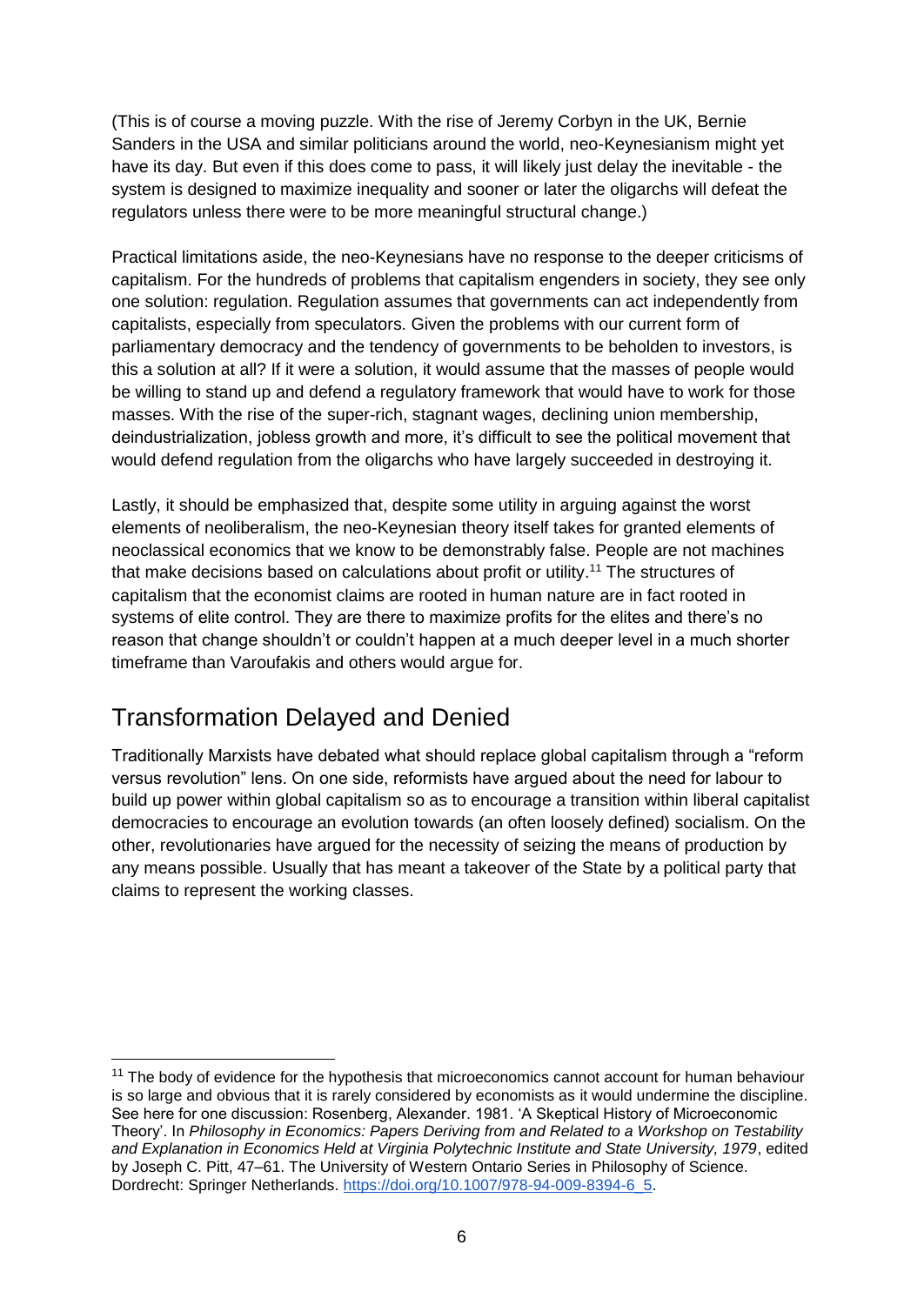(This is of course a moving puzzle. With the rise of Jeremy Corbyn in the UK, Bernie Sanders in the USA and similar politicians around the world, neo-Keynesianism might yet have its day. But even if this does come to pass, it will likely just delay the inevitable - the system is designed to maximize inequality and sooner or later the oligarchs will defeat the regulators unless there were to be more meaningful structural change.)

Practical limitations aside, the neo-Keynesians have no response to the deeper criticisms of capitalism. For the hundreds of problems that capitalism engenders in society, they see only one solution: regulation. Regulation assumes that governments can act independently from capitalists, especially from speculators. Given the problems with our current form of parliamentary democracy and the tendency of governments to be beholden to investors, is this a solution at all? If it were a solution, it would assume that the masses of people would be willing to stand up and defend a regulatory framework that would have to work for those masses. With the rise of the super-rich, stagnant wages, declining union membership, deindustrialization, jobless growth and more, it's difficult to see the political movement that would defend regulation from the oligarchs who have largely succeeded in destroying it.

Lastly, it should be emphasized that, despite some utility in arguing against the worst elements of neoliberalism, the neo-Keynesian theory itself takes for granted elements of neoclassical economics that we know to be demonstrably false. People are not machines that make decisions based on calculations about profit or utility.[11] The structures of capitalism that the economist claims are rooted in human nature are in fact rooted in systems of elite control. They are there to maximize profits for the elites and there's no reason that change shouldn't or couldn't happen at a much deeper level in a much shorter timeframe than Varoufakis and others would argue for.

## Transformation Delayed and Denied

Traditionally Marxists have debated what should replace global capitalism through a "reform versus revolution" lens. On one side, reformists have argued about the need for labour to build up power within global capitalism so as to encourage a transition within liberal capitalist democracies to encourage an evolution towards (an often loosely defined) socialism. On the other, revolutionaries have argued for the necessity of seizing the means of production by any means possible. Usually that has meant a takeover of the State by a political party that claims to represent the working classes.

[11] The body of evidence for the hypothesis that microeconomics cannot account for human behaviour is so large and obvious that it is rarely considered by economists as it would undermine the discipline. See here for one discussion: Rosenberg, Alexander. 1981. 'A Skeptical History of Microeconomic Theory'. In *Philosophy in Economics: Papers Deriving from and Related to a Workshop on Testability and Explanation in Economics Held at Virginia Polytechnic Institute and State University, 1979*, edited by Joseph C. Pitt, 47–61. The University of Western Ontario Series in Philosophy of Science. Dordrecht: Springer Netherlands. https://doi.org/10.1007/978-94-009-8394-6_5.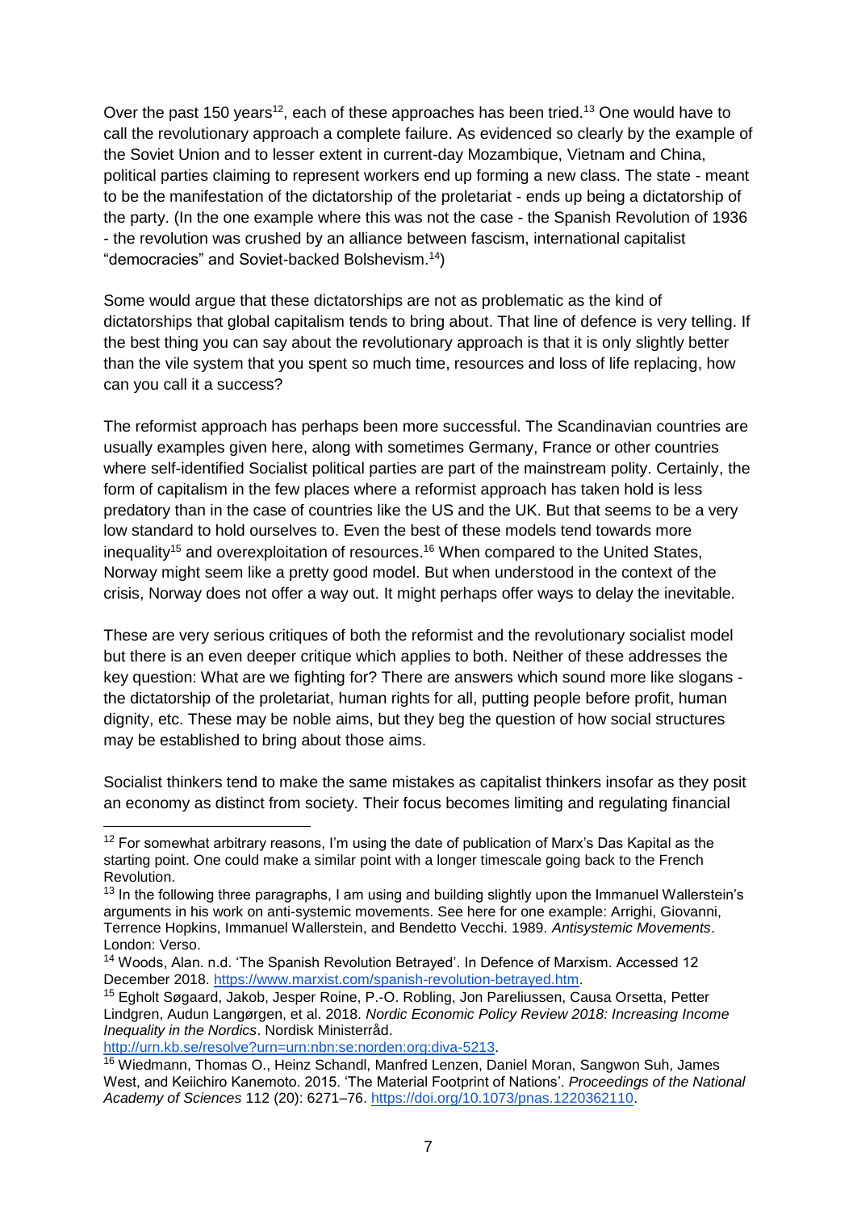Over the past 150 years[12], each of these approaches has been tried.[13] One would have to call the revolutionary approach a complete failure. As evidenced so clearly by the example of the Soviet Union and to lesser extent in current-day Mozambique, Vietnam and China, political parties claiming to represent workers end up forming a new class. The state - meant to be the manifestation of the dictatorship of the proletariat - ends up being a dictatorship of the party. (In the one example where this was not the case - the Spanish Revolution of 1936 - the revolution was crushed by an alliance between fascism, international capitalist "democracies" and Soviet-backed Bolshevism.[14])

Some would argue that these dictatorships are not as problematic as the kind of dictatorships that global capitalism tends to bring about. That line of defence is very telling. If the best thing you can say about the revolutionary approach is that it is only slightly better than the vile system that you spent so much time, resources and loss of life replacing, how can you call it a success?

The reformist approach has perhaps been more successful. The Scandinavian countries are usually examples given here, along with sometimes Germany, France or other countries where self-identified Socialist political parties are part of the mainstream polity. Certainly, the form of capitalism in the few places where a reformist approach has taken hold is less predatory than in the case of countries like the US and the UK. But that seems to be a very low standard to hold ourselves to. Even the best of these models tend towards more inequality[15] and overexploitation of resources.[16] When compared to the United States, Norway might seem like a pretty good model. But when understood in the context of the crisis, Norway does not offer a way out. It might perhaps offer ways to delay the inevitable.

These are very serious critiques of both the reformist and the revolutionary socialist model but there is an even deeper critique which applies to both. Neither of these addresses the key question: What are we fighting for? There are answers which sound more like slogans - the dictatorship of the proletariat, human rights for all, putting people before profit, human dignity, etc. These may be noble aims, but they beg the question of how social structures may be established to bring about those aims.

Socialist thinkers tend to make the same mistakes as capitalist thinkers insofar as they posit an economy as distinct from society. Their focus becomes limiting and regulating financial

---

[12] For somewhat arbitrary reasons, I'm using the date of publication of Marx's Das Kapital as the starting point. One could make a similar point with a longer timescale going back to the French Revolution.

[13] In the following three paragraphs, I am using and building slightly upon the Immanuel Wallerstein's arguments in his work on anti-systemic movements. See here for one example: Arrighi, Giovanni, Terrence Hopkins, Immanuel Wallerstein, and Bendetto Vecchi. 1989. *Antisystemic Movements*. London: Verso.

[14] Woods, Alan. n.d. 'The Spanish Revolution Betrayed'. In Defence of Marxism. Accessed 12 December 2018. https://www.marxist.com/spanish-revolution-betrayed.htm.

[15] Egholt Søgaard, Jakob, Jesper Roine, P.-O. Robling, Jon Pareliussen, Causa Orsetta, Petter Lindgren, Audun Langørgen, et al. 2018. *Nordic Economic Policy Review 2018: Increasing Income Inequality in the Nordics*. Nordisk Ministerråd. http://urn.kb.se/resolve?urn=urn:nbn:se:norden:org:diva-5213.

[16] Wiedmann, Thomas O., Heinz Schandl, Manfred Lenzen, Daniel Moran, Sangwon Suh, James West, and Keiichiro Kanemoto. 2015. 'The Material Footprint of Nations'. *Proceedings of the National Academy of Sciences* 112 (20): 6271–76. https://doi.org/10.1073/pnas.1220362110.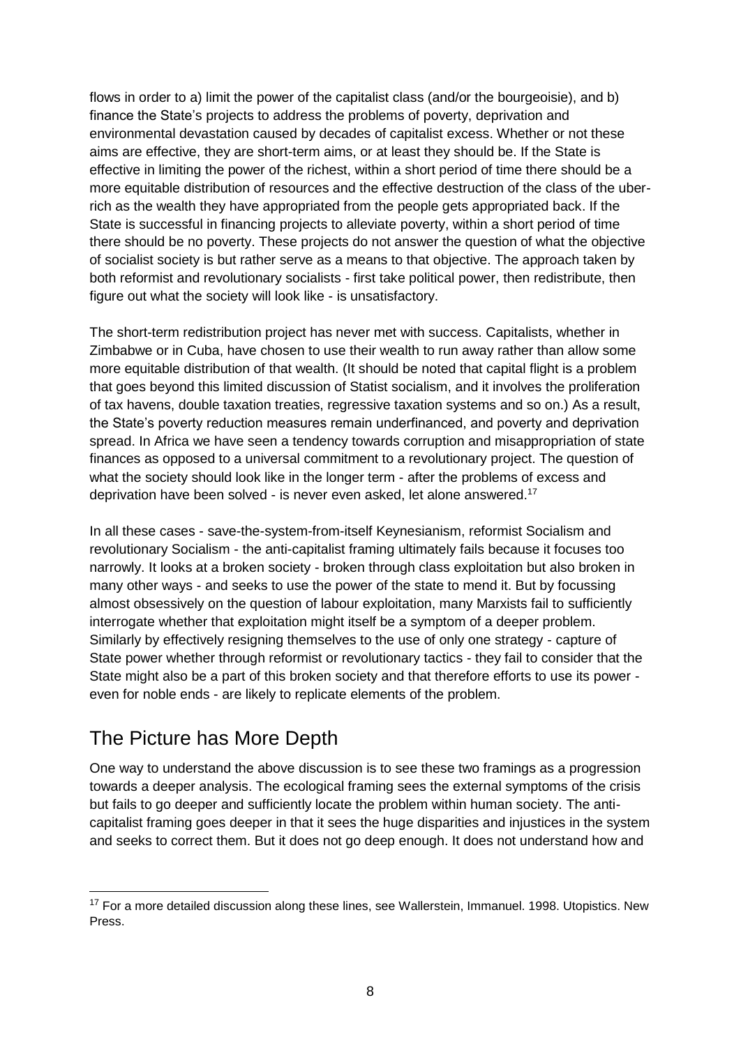flows in order to a) limit the power of the capitalist class (and/or the bourgeoisie), and b) finance the State's projects to address the problems of poverty, deprivation and environmental devastation caused by decades of capitalist excess. Whether or not these aims are effective, they are short-term aims, or at least they should be. If the State is effective in limiting the power of the richest, within a short period of time there should be a more equitable distribution of resources and the effective destruction of the class of the uber-rich as the wealth they have appropriated from the people gets appropriated back. If the State is successful in financing projects to alleviate poverty, within a short period of time there should be no poverty. These projects do not answer the question of what the objective of socialist society is but rather serve as a means to that objective. The approach taken by both reformist and revolutionary socialists - first take political power, then redistribute, then figure out what the society will look like - is unsatisfactory.

The short-term redistribution project has never met with success. Capitalists, whether in Zimbabwe or in Cuba, have chosen to use their wealth to run away rather than allow some more equitable distribution of that wealth. (It should be noted that capital flight is a problem that goes beyond this limited discussion of Statist socialism, and it involves the proliferation of tax havens, double taxation treaties, regressive taxation systems and so on.) As a result, the State's poverty reduction measures remain underfinanced, and poverty and deprivation spread. In Africa we have seen a tendency towards corruption and misappropriation of state finances as opposed to a universal commitment to a revolutionary project. The question of what the society should look like in the longer term - after the problems of excess and deprivation have been solved - is never even asked, let alone answered.[17]

In all these cases - save-the-system-from-itself Keynesianism, reformist Socialism and revolutionary Socialism - the anti-capitalist framing ultimately fails because it focuses too narrowly. It looks at a broken society - broken through class exploitation but also broken in many other ways - and seeks to use the power of the state to mend it. But by focussing almost obsessively on the question of labour exploitation, many Marxists fail to sufficiently interrogate whether that exploitation might itself be a symptom of a deeper problem. Similarly by effectively resigning themselves to the use of only one strategy - capture of State power whether through reformist or revolutionary tactics - they fail to consider that the State might also be a part of this broken society and that therefore efforts to use its power - even for noble ends - are likely to replicate elements of the problem.

## The Picture has More Depth

One way to understand the above discussion is to see these two framings as a progression towards a deeper analysis. The ecological framing sees the external symptoms of the crisis but fails to go deeper and sufficiently locate the problem within human society. The anti-capitalist framing goes deeper in that it sees the huge disparities and injustices in the system and seeks to correct them. But it does not go deep enough. It does not understand how and

[17] For a more detailed discussion along these lines, see Wallerstein, Immanuel. 1998. Utopistics. New Press.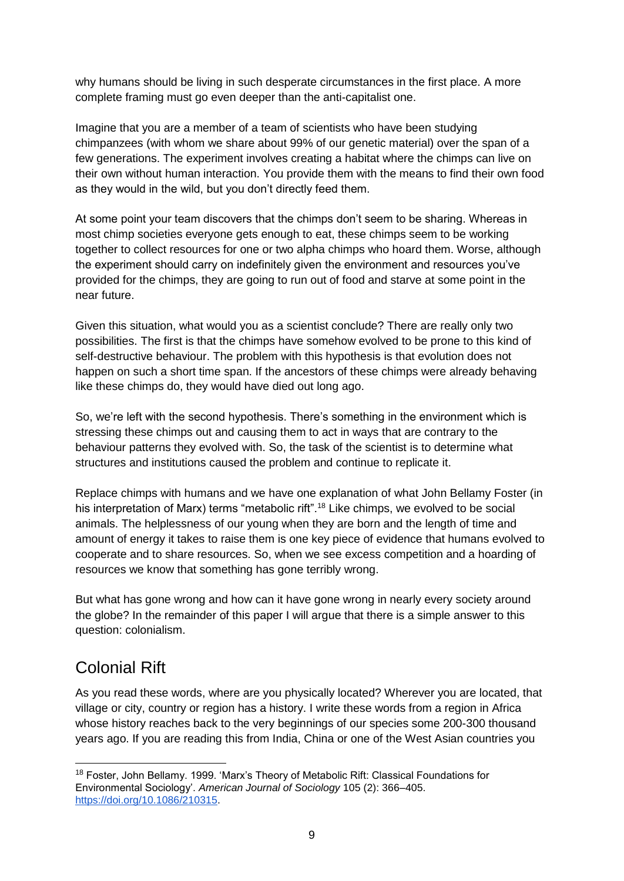why humans should be living in such desperate circumstances in the first place. A more complete framing must go even deeper than the anti-capitalist one.

Imagine that you are a member of a team of scientists who have been studying chimpanzees (with whom we share about 99% of our genetic material) over the span of a few generations. The experiment involves creating a habitat where the chimps can live on their own without human interaction. You provide them with the means to find their own food as they would in the wild, but you don't directly feed them.

At some point your team discovers that the chimps don't seem to be sharing. Whereas in most chimp societies everyone gets enough to eat, these chimps seem to be working together to collect resources for one or two alpha chimps who hoard them. Worse, although the experiment should carry on indefinitely given the environment and resources you've provided for the chimps, they are going to run out of food and starve at some point in the near future.

Given this situation, what would you as a scientist conclude? There are really only two possibilities. The first is that the chimps have somehow evolved to be prone to this kind of self-destructive behaviour. The problem with this hypothesis is that evolution does not happen on such a short time span. If the ancestors of these chimps were already behaving like these chimps do, they would have died out long ago.

So, we're left with the second hypothesis. There's something in the environment which is stressing these chimps out and causing them to act in ways that are contrary to the behaviour patterns they evolved with. So, the task of the scientist is to determine what structures and institutions caused the problem and continue to replicate it.

Replace chimps with humans and we have one explanation of what John Bellamy Foster (in his interpretation of Marx) terms "metabolic rift".[18] Like chimps, we evolved to be social animals. The helplessness of our young when they are born and the length of time and amount of energy it takes to raise them is one key piece of evidence that humans evolved to cooperate and to share resources. So, when we see excess competition and a hoarding of resources we know that something has gone terribly wrong.

But what has gone wrong and how can it have gone wrong in nearly every society around the globe? In the remainder of this paper I will argue that there is a simple answer to this question: colonialism.

## Colonial Rift

As you read these words, where are you physically located? Wherever you are located, that village or city, country or region has a history. I write these words from a region in Africa whose history reaches back to the very beginnings of our species some 200-300 thousand years ago. If you are reading this from India, China or one of the West Asian countries you

---

[18] Foster, John Bellamy. 1999. 'Marx's Theory of Metabolic Rift: Classical Foundations for Environmental Sociology'. *American Journal of Sociology* 105 (2): 366–405. https://doi.org/10.1086/210315.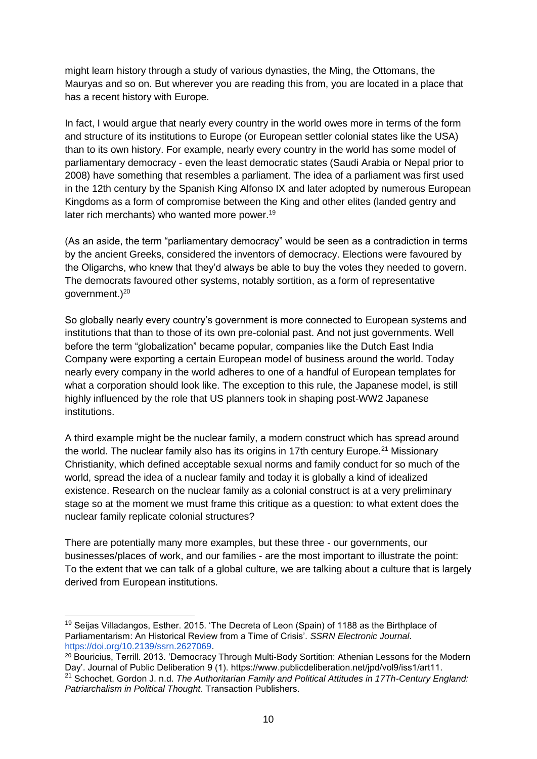might learn history through a study of various dynasties, the Ming, the Ottomans, the Mauryas and so on. But wherever you are reading this from, you are located in a place that has a recent history with Europe.

In fact, I would argue that nearly every country in the world owes more in terms of the form and structure of its institutions to Europe (or European settler colonial states like the USA) than to its own history. For example, nearly every country in the world has some model of parliamentary democracy - even the least democratic states (Saudi Arabia or Nepal prior to 2008) have something that resembles a parliament. The idea of a parliament was first used in the 12th century by the Spanish King Alfonso IX and later adopted by numerous European Kingdoms as a form of compromise between the King and other elites (landed gentry and later rich merchants) who wanted more power.[19]

(As an aside, the term "parliamentary democracy" would be seen as a contradiction in terms by the ancient Greeks, considered the inventors of democracy. Elections were favoured by the Oligarchs, who knew that they'd always be able to buy the votes they needed to govern. The democrats favoured other systems, notably sortition, as a form of representative government.)[20]

So globally nearly every country's government is more connected to European systems and institutions that than to those of its own pre-colonial past. And not just governments. Well before the term "globalization" became popular, companies like the Dutch East India Company were exporting a certain European model of business around the world. Today nearly every company in the world adheres to one of a handful of European templates for what a corporation should look like. The exception to this rule, the Japanese model, is still highly influenced by the role that US planners took in shaping post-WW2 Japanese institutions.

A third example might be the nuclear family, a modern construct which has spread around the world. The nuclear family also has its origins in 17th century Europe.[21] Missionary Christianity, which defined acceptable sexual norms and family conduct for so much of the world, spread the idea of a nuclear family and today it is globally a kind of idealized existence. Research on the nuclear family as a colonial construct is at a very preliminary stage so at the moment we must frame this critique as a question: to what extent does the nuclear family replicate colonial structures?

There are potentially many more examples, but these three - our governments, our businesses/places of work, and our families - are the most important to illustrate the point: To the extent that we can talk of a global culture, we are talking about a culture that is largely derived from European institutions.

---

[19] Seijas Villadangos, Esther. 2015. 'The Decreta of Leon (Spain) of 1188 as the Birthplace of Parliamentarism: An Historical Review from a Time of Crisis'. *SSRN Electronic Journal*. https://doi.org/10.2139/ssrn.2627069.

[20] Bouricius, Terrill. 2013. 'Democracy Through Multi-Body Sortition: Athenian Lessons for the Modern Day'. Journal of Public Deliberation 9 (1). https://www.publicdeliberation.net/jpd/vol9/iss1/art11.

[21] Schochet, Gordon J. n.d. *The Authoritarian Family and Political Attitudes in 17Th-Century England: Patriarchalism in Political Thought*. Transaction Publishers.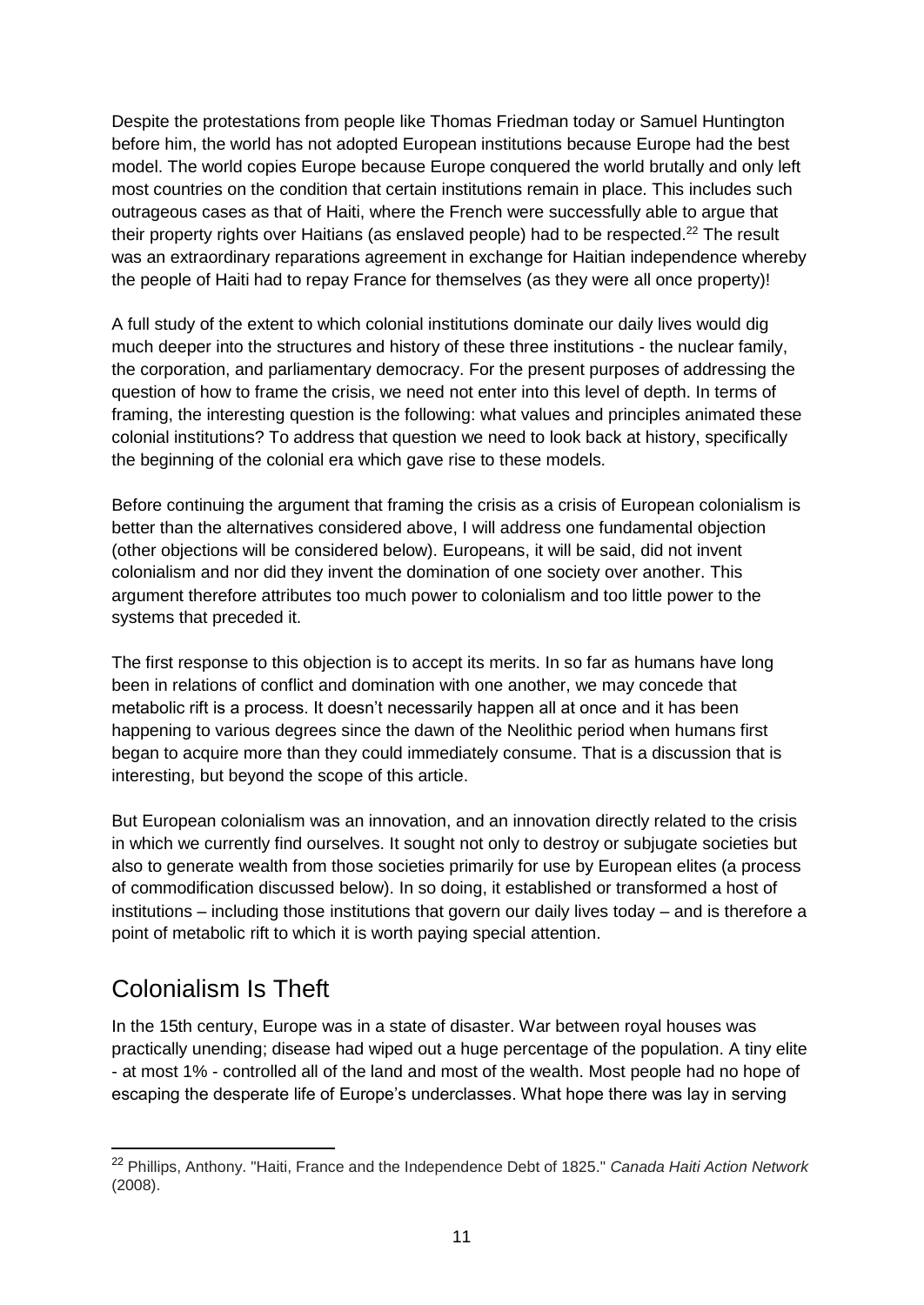Despite the protestations from people like Thomas Friedman today or Samuel Huntington before him, the world has not adopted European institutions because Europe had the best model. The world copies Europe because Europe conquered the world brutally and only left most countries on the condition that certain institutions remain in place. This includes such outrageous cases as that of Haiti, where the French were successfully able to argue that their property rights over Haitians (as enslaved people) had to be respected.[22] The result was an extraordinary reparations agreement in exchange for Haitian independence whereby the people of Haiti had to repay France for themselves (as they were all once property)!

A full study of the extent to which colonial institutions dominate our daily lives would dig much deeper into the structures and history of these three institutions - the nuclear family, the corporation, and parliamentary democracy. For the present purposes of addressing the question of how to frame the crisis, we need not enter into this level of depth. In terms of framing, the interesting question is the following: what values and principles animated these colonial institutions? To address that question we need to look back at history, specifically the beginning of the colonial era which gave rise to these models.

Before continuing the argument that framing the crisis as a crisis of European colonialism is better than the alternatives considered above, I will address one fundamental objection (other objections will be considered below). Europeans, it will be said, did not invent colonialism and nor did they invent the domination of one society over another. This argument therefore attributes too much power to colonialism and too little power to the systems that preceded it.

The first response to this objection is to accept its merits. In so far as humans have long been in relations of conflict and domination with one another, we may concede that metabolic rift is a process. It doesn't necessarily happen all at once and it has been happening to various degrees since the dawn of the Neolithic period when humans first began to acquire more than they could immediately consume. That is a discussion that is interesting, but beyond the scope of this article.

But European colonialism was an innovation, and an innovation directly related to the crisis in which we currently find ourselves. It sought not only to destroy or subjugate societies but also to generate wealth from those societies primarily for use by European elites (a process of commodification discussed below). In so doing, it established or transformed a host of institutions – including those institutions that govern our daily lives today – and is therefore a point of metabolic rift to which it is worth paying special attention.

## Colonialism Is Theft

In the 15th century, Europe was in a state of disaster. War between royal houses was practically unending; disease had wiped out a huge percentage of the population. A tiny elite - at most 1% - controlled all of the land and most of the wealth. Most people had no hope of escaping the desperate life of Europe's underclasses. What hope there was lay in serving

---

[22] Phillips, Anthony. "Haiti, France and the Independence Debt of 1825." *Canada Haiti Action Network* (2008).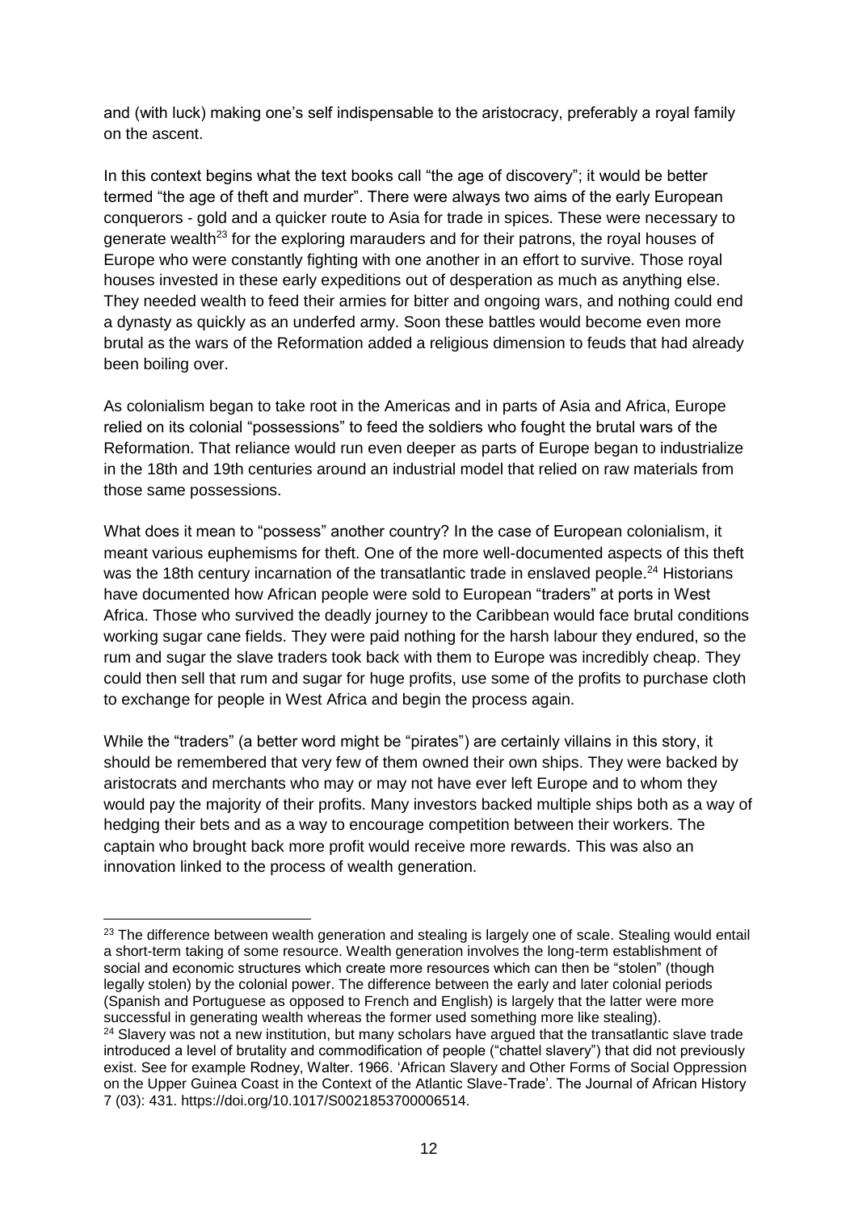and (with luck) making one's self indispensable to the aristocracy, preferably a royal family on the ascent.

In this context begins what the text books call "the age of discovery"; it would be better termed "the age of theft and murder". There were always two aims of the early European conquerors - gold and a quicker route to Asia for trade in spices. These were necessary to generate wealth[23] for the exploring marauders and for their patrons, the royal houses of Europe who were constantly fighting with one another in an effort to survive. Those royal houses invested in these early expeditions out of desperation as much as anything else. They needed wealth to feed their armies for bitter and ongoing wars, and nothing could end a dynasty as quickly as an underfed army. Soon these battles would become even more brutal as the wars of the Reformation added a religious dimension to feuds that had already been boiling over.

As colonialism began to take root in the Americas and in parts of Asia and Africa, Europe relied on its colonial "possessions" to feed the soldiers who fought the brutal wars of the Reformation. That reliance would run even deeper as parts of Europe began to industrialize in the 18th and 19th centuries around an industrial model that relied on raw materials from those same possessions.

What does it mean to "possess" another country? In the case of European colonialism, it meant various euphemisms for theft. One of the more well-documented aspects of this theft was the 18th century incarnation of the transatlantic trade in enslaved people.[24] Historians have documented how African people were sold to European "traders" at ports in West Africa. Those who survived the deadly journey to the Caribbean would face brutal conditions working sugar cane fields. They were paid nothing for the harsh labour they endured, so the rum and sugar the slave traders took back with them to Europe was incredibly cheap. They could then sell that rum and sugar for huge profits, use some of the profits to purchase cloth to exchange for people in West Africa and begin the process again.

While the "traders" (a better word might be "pirates") are certainly villains in this story, it should be remembered that very few of them owned their own ships. They were backed by aristocrats and merchants who may or may not have ever left Europe and to whom they would pay the majority of their profits. Many investors backed multiple ships both as a way of hedging their bets and as a way to encourage competition between their workers. The captain who brought back more profit would receive more rewards. This was also an innovation linked to the process of wealth generation.

---

[23] The difference between wealth generation and stealing is largely one of scale. Stealing would entail a short-term taking of some resource. Wealth generation involves the long-term establishment of social and economic structures which create more resources which can then be "stolen" (though legally stolen) by the colonial power. The difference between the early and later colonial periods (Spanish and Portuguese as opposed to French and English) is largely that the latter were more successful in generating wealth whereas the former used something more like stealing).

[24] Slavery was not a new institution, but many scholars have argued that the transatlantic slave trade introduced a level of brutality and commodification of people ("chattel slavery") that did not previously exist. See for example Rodney, Walter. 1966. 'African Slavery and Other Forms of Social Oppression on the Upper Guinea Coast in the Context of the Atlantic Slave-Trade'. The Journal of African History 7 (03): 431. https://doi.org/10.1017/S0021853700006514.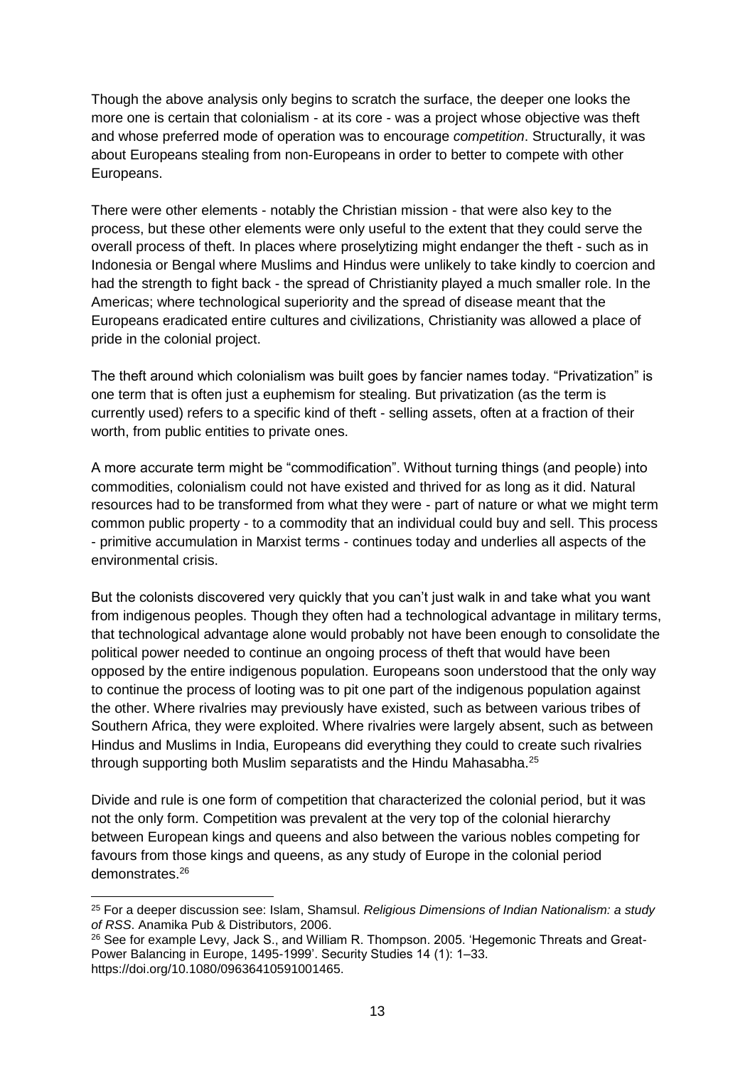Though the above analysis only begins to scratch the surface, the deeper one looks the more one is certain that colonialism - at its core - was a project whose objective was theft and whose preferred mode of operation was to encourage *competition*. Structurally, it was about Europeans stealing from non-Europeans in order to better to compete with other Europeans.

There were other elements - notably the Christian mission - that were also key to the process, but these other elements were only useful to the extent that they could serve the overall process of theft. In places where proselytizing might endanger the theft - such as in Indonesia or Bengal where Muslims and Hindus were unlikely to take kindly to coercion and had the strength to fight back - the spread of Christianity played a much smaller role. In the Americas; where technological superiority and the spread of disease meant that the Europeans eradicated entire cultures and civilizations, Christianity was allowed a place of pride in the colonial project.

The theft around which colonialism was built goes by fancier names today. "Privatization" is one term that is often just a euphemism for stealing. But privatization (as the term is currently used) refers to a specific kind of theft - selling assets, often at a fraction of their worth, from public entities to private ones.

A more accurate term might be "commodification". Without turning things (and people) into commodities, colonialism could not have existed and thrived for as long as it did. Natural resources had to be transformed from what they were - part of nature or what we might term common public property - to a commodity that an individual could buy and sell. This process - primitive accumulation in Marxist terms - continues today and underlies all aspects of the environmental crisis.

But the colonists discovered very quickly that you can't just walk in and take what you want from indigenous peoples. Though they often had a technological advantage in military terms, that technological advantage alone would probably not have been enough to consolidate the political power needed to continue an ongoing process of theft that would have been opposed by the entire indigenous population. Europeans soon understood that the only way to continue the process of looting was to pit one part of the indigenous population against the other. Where rivalries may previously have existed, such as between various tribes of Southern Africa, they were exploited. Where rivalries were largely absent, such as between Hindus and Muslims in India, Europeans did everything they could to create such rivalries through supporting both Muslim separatists and the Hindu Mahasabha.[25]

Divide and rule is one form of competition that characterized the colonial period, but it was not the only form. Competition was prevalent at the very top of the colonial hierarchy between European kings and queens and also between the various nobles competing for favours from those kings and queens, as any study of Europe in the colonial period demonstrates.[26]

---

[25] For a deeper discussion see: Islam, Shamsul. *Religious Dimensions of Indian Nationalism: a study of RSS*. Anamika Pub & Distributors, 2006.

[26] See for example Levy, Jack S., and William R. Thompson. 2005. 'Hegemonic Threats and Great-Power Balancing in Europe, 1495-1999'. Security Studies 14 (1): 1–33. https://doi.org/10.1080/09636410591001465.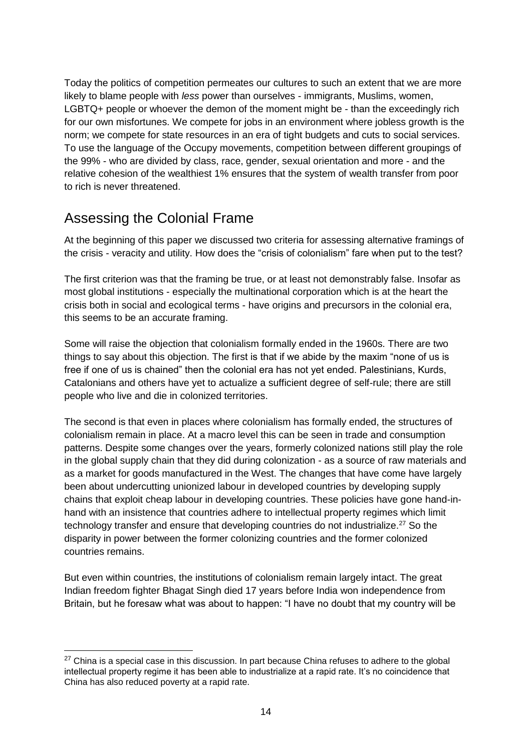Today the politics of competition permeates our cultures to such an extent that we are more likely to blame people with *less* power than ourselves - immigrants, Muslims, women, LGBTQ+ people or whoever the demon of the moment might be - than the exceedingly rich for our own misfortunes. We compete for jobs in an environment where jobless growth is the norm; we compete for state resources in an era of tight budgets and cuts to social services. To use the language of the Occupy movements, competition between different groupings of the 99% - who are divided by class, race, gender, sexual orientation and more - and the relative cohesion of the wealthiest 1% ensures that the system of wealth transfer from poor to rich is never threatened.

## Assessing the Colonial Frame

At the beginning of this paper we discussed two criteria for assessing alternative framings of the crisis - veracity and utility. How does the "crisis of colonialism" fare when put to the test?

The first criterion was that the framing be true, or at least not demonstrably false. Insofar as most global institutions - especially the multinational corporation which is at the heart the crisis both in social and ecological terms - have origins and precursors in the colonial era, this seems to be an accurate framing.

Some will raise the objection that colonialism formally ended in the 1960s. There are two things to say about this objection. The first is that if we abide by the maxim "none of us is free if one of us is chained" then the colonial era has not yet ended. Palestinians, Kurds, Catalonians and others have yet to actualize a sufficient degree of self-rule; there are still people who live and die in colonized territories.

The second is that even in places where colonialism has formally ended, the structures of colonialism remain in place. At a macro level this can be seen in trade and consumption patterns. Despite some changes over the years, formerly colonized nations still play the role in the global supply chain that they did during colonization - as a source of raw materials and as a market for goods manufactured in the West. The changes that have come have largely been about undercutting unionized labour in developed countries by developing supply chains that exploit cheap labour in developing countries. These policies have gone hand-in-hand with an insistence that countries adhere to intellectual property regimes which limit technology transfer and ensure that developing countries do not industrialize.[27] So the disparity in power between the former colonizing countries and the former colonized countries remains.

But even within countries, the institutions of colonialism remain largely intact. The great Indian freedom fighter Bhagat Singh died 17 years before India won independence from Britain, but he foresaw what was about to happen: "I have no doubt that my country will be

[27] China is a special case in this discussion. In part because China refuses to adhere to the global intellectual property regime it has been able to industrialize at a rapid rate. It's no coincidence that China has also reduced poverty at a rapid rate.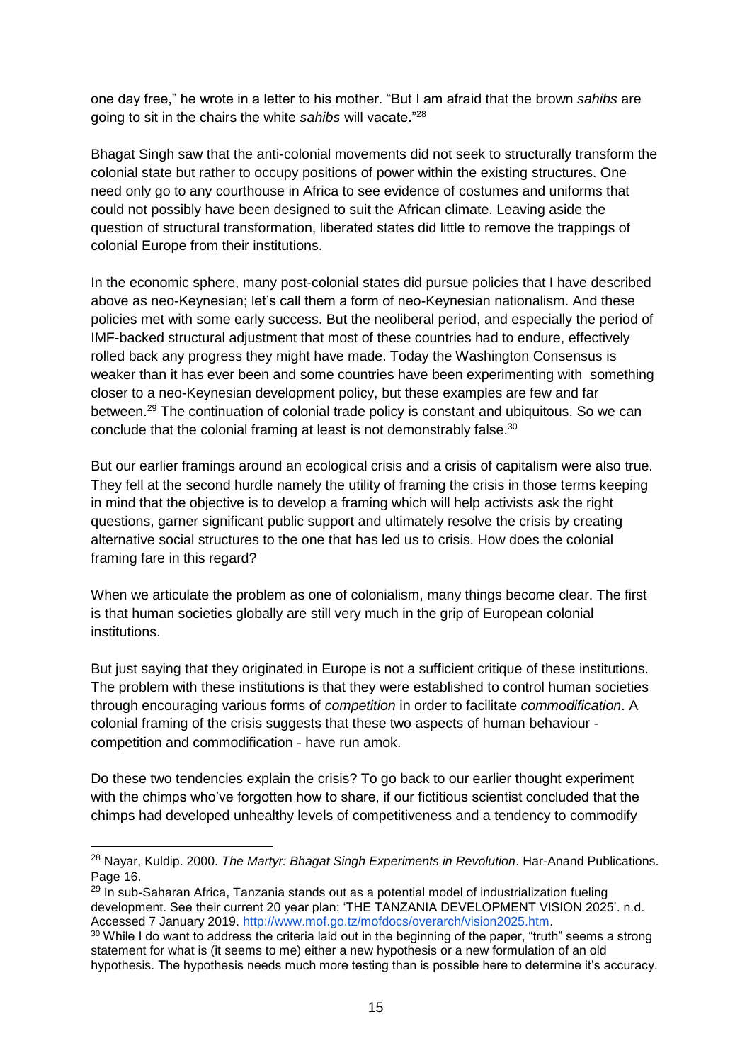one day free," he wrote in a letter to his mother. "But I am afraid that the brown *sahibs* are going to sit in the chairs the white *sahibs* will vacate."[28]

Bhagat Singh saw that the anti-colonial movements did not seek to structurally transform the colonial state but rather to occupy positions of power within the existing structures. One need only go to any courthouse in Africa to see evidence of costumes and uniforms that could not possibly have been designed to suit the African climate. Leaving aside the question of structural transformation, liberated states did little to remove the trappings of colonial Europe from their institutions.

In the economic sphere, many post-colonial states did pursue policies that I have described above as neo-Keynesian; let's call them a form of neo-Keynesian nationalism. And these policies met with some early success. But the neoliberal period, and especially the period of IMF-backed structural adjustment that most of these countries had to endure, effectively rolled back any progress they might have made. Today the Washington Consensus is weaker than it has ever been and some countries have been experimenting with something closer to a neo-Keynesian development policy, but these examples are few and far between.[29] The continuation of colonial trade policy is constant and ubiquitous. So we can conclude that the colonial framing at least is not demonstrably false.[30]

But our earlier framings around an ecological crisis and a crisis of capitalism were also true. They fell at the second hurdle namely the utility of framing the crisis in those terms keeping in mind that the objective is to develop a framing which will help activists ask the right questions, garner significant public support and ultimately resolve the crisis by creating alternative social structures to the one that has led us to crisis. How does the colonial framing fare in this regard?

When we articulate the problem as one of colonialism, many things become clear. The first is that human societies globally are still very much in the grip of European colonial institutions.

But just saying that they originated in Europe is not a sufficient critique of these institutions. The problem with these institutions is that they were established to control human societies through encouraging various forms of *competition* in order to facilitate *commodification*. A colonial framing of the crisis suggests that these two aspects of human behaviour - competition and commodification - have run amok.

Do these two tendencies explain the crisis? To go back to our earlier thought experiment with the chimps who've forgotten how to share, if our fictitious scientist concluded that the chimps had developed unhealthy levels of competitiveness and a tendency to commodify

---

[28] Nayar, Kuldip. 2000. *The Martyr: Bhagat Singh Experiments in Revolution*. Har-Anand Publications. Page 16.

[29] In sub-Saharan Africa, Tanzania stands out as a potential model of industrialization fueling development. See their current 20 year plan: 'THE TANZANIA DEVELOPMENT VISION 2025'. n.d. Accessed 7 January 2019. http://www.mof.go.tz/mofdocs/overarch/vision2025.htm.

[30] While I do want to address the criteria laid out in the beginning of the paper, "truth" seems a strong statement for what is (it seems to me) either a new hypothesis or a new formulation of an old hypothesis. The hypothesis needs much more testing than is possible here to determine it's accuracy.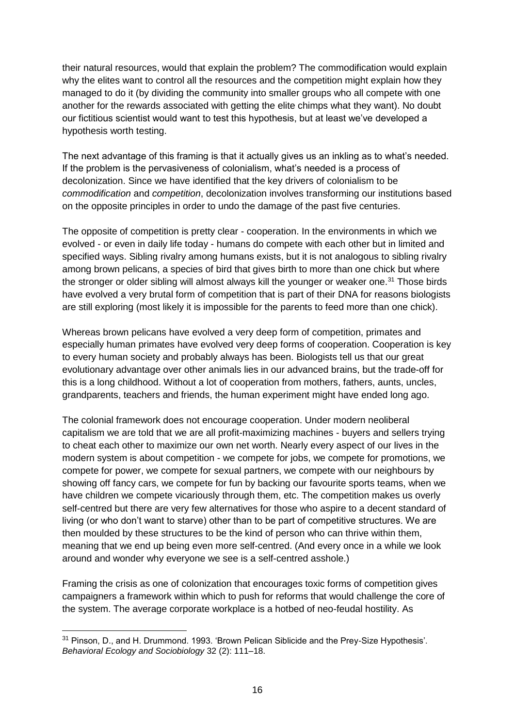their natural resources, would that explain the problem? The commodification would explain why the elites want to control all the resources and the competition might explain how they managed to do it (by dividing the community into smaller groups who all compete with one another for the rewards associated with getting the elite chimps what they want). No doubt our fictitious scientist would want to test this hypothesis, but at least we've developed a hypothesis worth testing.

The next advantage of this framing is that it actually gives us an inkling as to what's needed. If the problem is the pervasiveness of colonialism, what's needed is a process of decolonization. Since we have identified that the key drivers of colonialism to be *commodification* and *competition*, decolonization involves transforming our institutions based on the opposite principles in order to undo the damage of the past five centuries.

The opposite of competition is pretty clear - cooperation. In the environments in which we evolved - or even in daily life today - humans do compete with each other but in limited and specified ways. Sibling rivalry among humans exists, but it is not analogous to sibling rivalry among brown pelicans, a species of bird that gives birth to more than one chick but where the stronger or older sibling will almost always kill the younger or weaker one.[31] Those birds have evolved a very brutal form of competition that is part of their DNA for reasons biologists are still exploring (most likely it is impossible for the parents to feed more than one chick).

Whereas brown pelicans have evolved a very deep form of competition, primates and especially human primates have evolved very deep forms of cooperation. Cooperation is key to every human society and probably always has been. Biologists tell us that our great evolutionary advantage over other animals lies in our advanced brains, but the trade-off for this is a long childhood. Without a lot of cooperation from mothers, fathers, aunts, uncles, grandparents, teachers and friends, the human experiment might have ended long ago.

The colonial framework does not encourage cooperation. Under modern neoliberal capitalism we are told that we are all profit-maximizing machines - buyers and sellers trying to cheat each other to maximize our own net worth. Nearly every aspect of our lives in the modern system is about competition - we compete for jobs, we compete for promotions, we compete for power, we compete for sexual partners, we compete with our neighbours by showing off fancy cars, we compete for fun by backing our favourite sports teams, when we have children we compete vicariously through them, etc. The competition makes us overly self-centred but there are very few alternatives for those who aspire to a decent standard of living (or who don't want to starve) other than to be part of competitive structures. We are then moulded by these structures to be the kind of person who can thrive within them, meaning that we end up being even more self-centred. (And every once in a while we look around and wonder why everyone we see is a self-centred asshole.)

Framing the crisis as one of colonization that encourages toxic forms of competition gives campaigners a framework within which to push for reforms that would challenge the core of the system. The average corporate workplace is a hotbed of neo-feudal hostility. As

[31] Pinson, D., and H. Drummond. 1993. 'Brown Pelican Siblicide and the Prey-Size Hypothesis'. *Behavioral Ecology and Sociobiology* 32 (2): 111–18.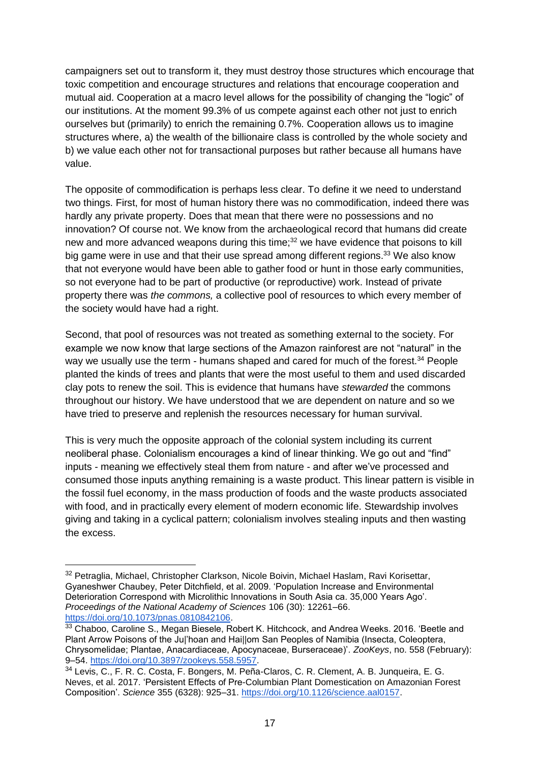campaigners set out to transform it, they must destroy those structures which encourage that toxic competition and encourage structures and relations that encourage cooperation and mutual aid. Cooperation at a macro level allows for the possibility of changing the "logic" of our institutions. At the moment 99.3% of us compete against each other not just to enrich ourselves but (primarily) to enrich the remaining 0.7%. Cooperation allows us to imagine structures where, a) the wealth of the billionaire class is controlled by the whole society and b) we value each other not for transactional purposes but rather because all humans have value.

The opposite of commodification is perhaps less clear. To define it we need to understand two things. First, for most of human history there was no commodification, indeed there was hardly any private property. Does that mean that there were no possessions and no innovation? Of course not. We know from the archaeological record that humans did create new and more advanced weapons during this time;[32] we have evidence that poisons to kill big game were in use and that their use spread among different regions.[33] We also know that not everyone would have been able to gather food or hunt in those early communities, so not everyone had to be part of productive (or reproductive) work. Instead of private property there was *the commons,* a collective pool of resources to which every member of the society would have had a right.

Second, that pool of resources was not treated as something external to the society. For example we now know that large sections of the Amazon rainforest are not "natural" in the way we usually use the term - humans shaped and cared for much of the forest.[34] People planted the kinds of trees and plants that were the most useful to them and used discarded clay pots to renew the soil. This is evidence that humans have *stewarded* the commons throughout our history. We have understood that we are dependent on nature and so we have tried to preserve and replenish the resources necessary for human survival.

This is very much the opposite approach of the colonial system including its current neoliberal phase. Colonialism encourages a kind of linear thinking. We go out and "find" inputs - meaning we effectively steal them from nature - and after we've processed and consumed those inputs anything remaining is a waste product. This linear pattern is visible in the fossil fuel economy, in the mass production of foods and the waste products associated with food, and in practically every element of modern economic life. Stewardship involves giving and taking in a cyclical pattern; colonialism involves stealing inputs and then wasting the excess.

---

[32] Petraglia, Michael, Christopher Clarkson, Nicole Boivin, Michael Haslam, Ravi Korisettar, Gyaneshwer Chaubey, Peter Ditchfield, et al. 2009. 'Population Increase and Environmental Deterioration Correspond with Microlithic Innovations in South Asia ca. 35,000 Years Ago'. *Proceedings of the National Academy of Sciences* 106 (30): 12261–66. https://doi.org/10.1073/pnas.0810842106.

[33] Chaboo, Caroline S., Megan Biesele, Robert K. Hitchcock, and Andrea Weeks. 2016. 'Beetle and Plant Arrow Poisons of the Ju|'hoan and Hai||om San Peoples of Namibia (Insecta, Coleoptera, Chrysomelidae; Plantae, Anacardiaceae, Apocynaceae, Burseraceae)'. *ZooKeys*, no. 558 (February): 9–54. https://doi.org/10.3897/zookeys.558.5957.

[34] Levis, C., F. R. C. Costa, F. Bongers, M. Peña-Claros, C. R. Clement, A. B. Junqueira, E. G. Neves, et al. 2017. 'Persistent Effects of Pre-Columbian Plant Domestication on Amazonian Forest Composition'. *Science* 355 (6328): 925–31. https://doi.org/10.1126/science.aal0157.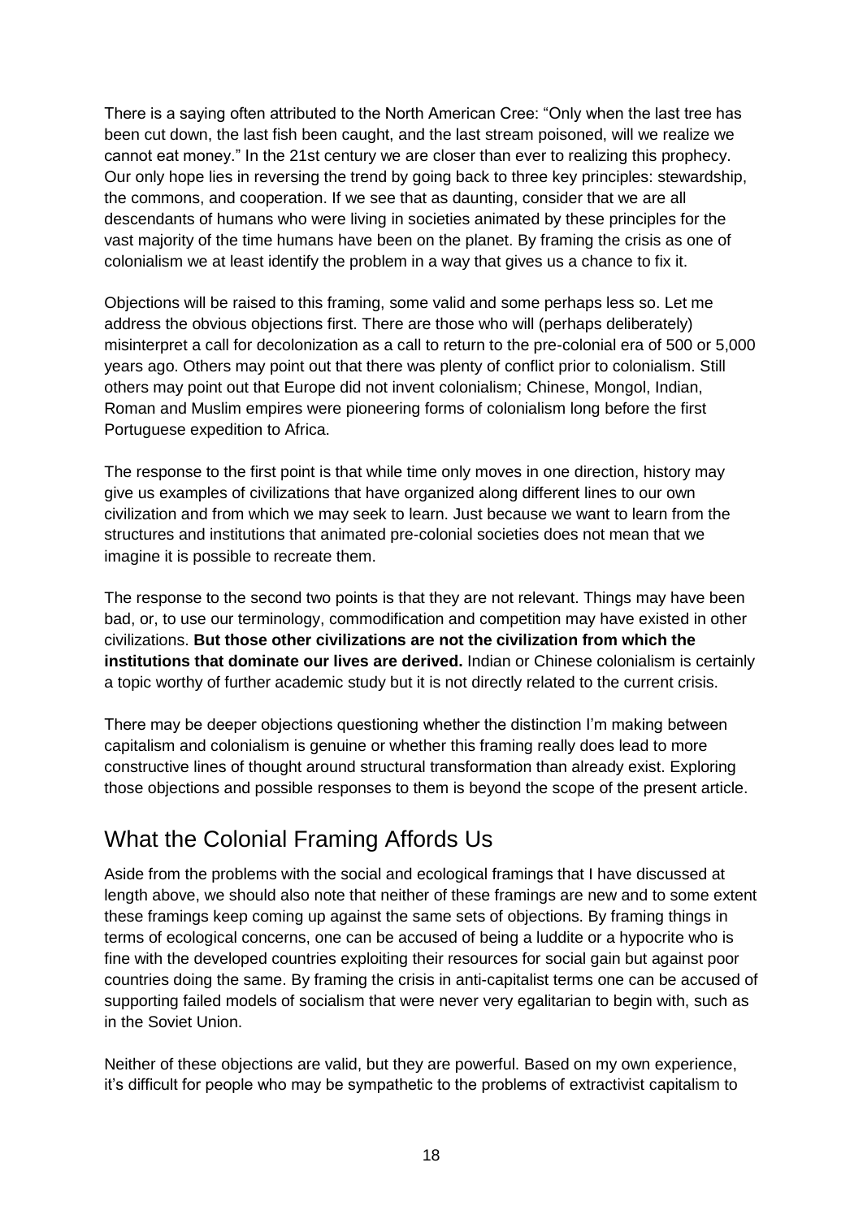There is a saying often attributed to the North American Cree: "Only when the last tree has been cut down, the last fish been caught, and the last stream poisoned, will we realize we cannot eat money." In the 21st century we are closer than ever to realizing this prophecy. Our only hope lies in reversing the trend by going back to three key principles: stewardship, the commons, and cooperation. If we see that as daunting, consider that we are all descendants of humans who were living in societies animated by these principles for the vast majority of the time humans have been on the planet. By framing the crisis as one of colonialism we at least identify the problem in a way that gives us a chance to fix it.

Objections will be raised to this framing, some valid and some perhaps less so. Let me address the obvious objections first. There are those who will (perhaps deliberately) misinterpret a call for decolonization as a call to return to the pre-colonial era of 500 or 5,000 years ago. Others may point out that there was plenty of conflict prior to colonialism. Still others may point out that Europe did not invent colonialism; Chinese, Mongol, Indian, Roman and Muslim empires were pioneering forms of colonialism long before the first Portuguese expedition to Africa.

The response to the first point is that while time only moves in one direction, history may give us examples of civilizations that have organized along different lines to our own civilization and from which we may seek to learn. Just because we want to learn from the structures and institutions that animated pre-colonial societies does not mean that we imagine it is possible to recreate them.

The response to the second two points is that they are not relevant. Things may have been bad, or, to use our terminology, commodification and competition may have existed in other civilizations. **But those other civilizations are not the civilization from which the institutions that dominate our lives are derived.** Indian or Chinese colonialism is certainly a topic worthy of further academic study but it is not directly related to the current crisis.

There may be deeper objections questioning whether the distinction I'm making between capitalism and colonialism is genuine or whether this framing really does lead to more constructive lines of thought around structural transformation than already exist. Exploring those objections and possible responses to them is beyond the scope of the present article.

## What the Colonial Framing Affords Us

Aside from the problems with the social and ecological framings that I have discussed at length above, we should also note that neither of these framings are new and to some extent these framings keep coming up against the same sets of objections. By framing things in terms of ecological concerns, one can be accused of being a luddite or a hypocrite who is fine with the developed countries exploiting their resources for social gain but against poor countries doing the same. By framing the crisis in anti-capitalist terms one can be accused of supporting failed models of socialism that were never very egalitarian to begin with, such as in the Soviet Union.

Neither of these objections are valid, but they are powerful. Based on my own experience, it's difficult for people who may be sympathetic to the problems of extractivist capitalism to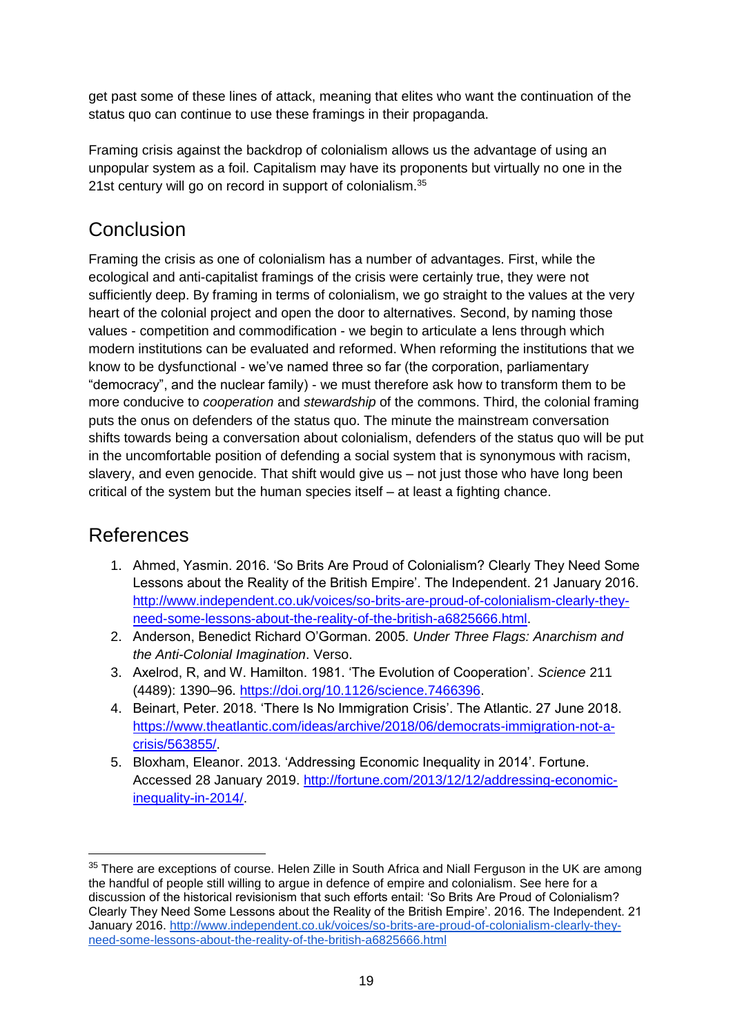get past some of these lines of attack, meaning that elites who want the continuation of the status quo can continue to use these framings in their propaganda.

Framing crisis against the backdrop of colonialism allows us the advantage of using an unpopular system as a foil. Capitalism may have its proponents but virtually no one in the 21st century will go on record in support of colonialism.[35]

## Conclusion

Framing the crisis as one of colonialism has a number of advantages. First, while the ecological and anti-capitalist framings of the crisis were certainly true, they were not sufficiently deep. By framing in terms of colonialism, we go straight to the values at the very heart of the colonial project and open the door to alternatives. Second, by naming those values - competition and commodification - we begin to articulate a lens through which modern institutions can be evaluated and reformed. When reforming the institutions that we know to be dysfunctional - we've named three so far (the corporation, parliamentary "democracy", and the nuclear family) - we must therefore ask how to transform them to be more conducive to *cooperation* and *stewardship* of the commons. Third, the colonial framing puts the onus on defenders of the status quo. The minute the mainstream conversation shifts towards being a conversation about colonialism, defenders of the status quo will be put in the uncomfortable position of defending a social system that is synonymous with racism, slavery, and even genocide. That shift would give us – not just those who have long been critical of the system but the human species itself – at least a fighting chance.

## References

1. Ahmed, Yasmin. 2016. 'So Brits Are Proud of Colonialism? Clearly They Need Some Lessons about the Reality of the British Empire'. The Independent. 21 January 2016. http://www.independent.co.uk/voices/so-brits-are-proud-of-colonialism-clearly-they-need-some-lessons-about-the-reality-of-the-british-a6825666.html.
2. Anderson, Benedict Richard O'Gorman. 2005. *Under Three Flags: Anarchism and the Anti-Colonial Imagination*. Verso.
3. Axelrod, R, and W. Hamilton. 1981. 'The Evolution of Cooperation'. *Science* 211 (4489): 1390–96. https://doi.org/10.1126/science.7466396.
4. Beinart, Peter. 2018. 'There Is No Immigration Crisis'. The Atlantic. 27 June 2018. https://www.theatlantic.com/ideas/archive/2018/06/democrats-immigration-not-a-crisis/563855/.
5. Bloxham, Eleanor. 2013. 'Addressing Economic Inequality in 2014'. Fortune. Accessed 28 January 2019. http://fortune.com/2013/12/12/addressing-economic-inequality-in-2014/.

---

[35] There are exceptions of course. Helen Zille in South Africa and Niall Ferguson in the UK are among the handful of people still willing to argue in defence of empire and colonialism. See here for a discussion of the historical revisionism that such efforts entail: 'So Brits Are Proud of Colonialism? Clearly They Need Some Lessons about the Reality of the British Empire'. 2016. The Independent. 21 January 2016. http://www.independent.co.uk/voices/so-brits-are-proud-of-colonialism-clearly-they-need-some-lessons-about-the-reality-of-the-british-a6825666.html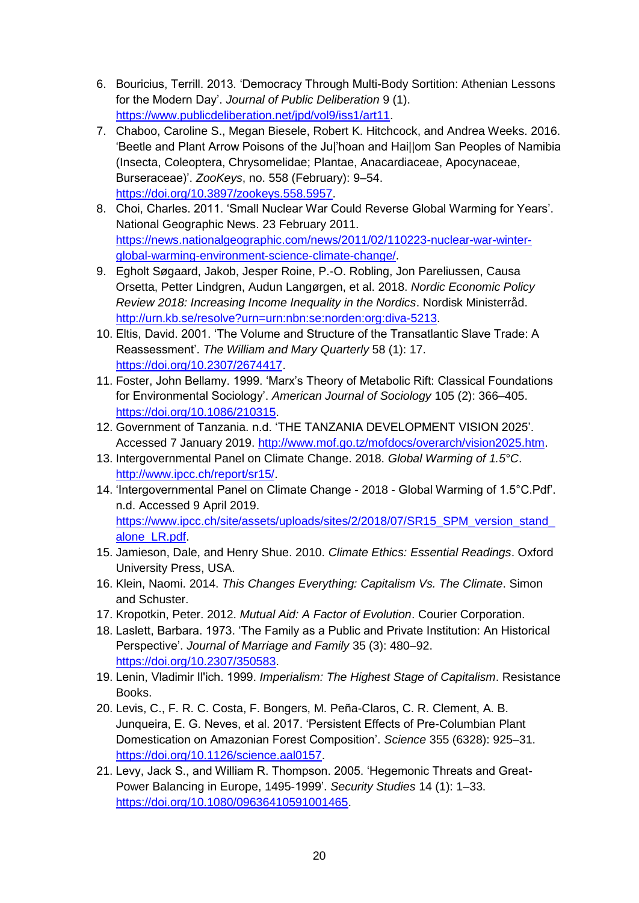6. Bouricius, Terrill. 2013. 'Democracy Through Multi-Body Sortition: Athenian Lessons for the Modern Day'. *Journal of Public Deliberation* 9 (1). https://www.publicdeliberation.net/jpd/vol9/iss1/art11.
7. Chaboo, Caroline S., Megan Biesele, Robert K. Hitchcock, and Andrea Weeks. 2016. 'Beetle and Plant Arrow Poisons of the Ju|'hoan and Hai||om San Peoples of Namibia (Insecta, Coleoptera, Chrysomelidae; Plantae, Anacardiaceae, Apocynaceae, Burseraceae)'. *ZooKeys*, no. 558 (February): 9–54. https://doi.org/10.3897/zookeys.558.5957.
8. Choi, Charles. 2011. 'Small Nuclear War Could Reverse Global Warming for Years'. National Geographic News. 23 February 2011. https://news.nationalgeographic.com/news/2011/02/110223-nuclear-war-winter-global-warming-environment-science-climate-change/.
9. Egholt Søgaard, Jakob, Jesper Roine, P.-O. Robling, Jon Pareliussen, Causa Orsetta, Petter Lindgren, Audun Langørgen, et al. 2018. *Nordic Economic Policy Review 2018: Increasing Income Inequality in the Nordics*. Nordisk Ministerråd. http://urn.kb.se/resolve?urn=urn:nbn:se:norden:org:diva-5213.
10. Eltis, David. 2001. 'The Volume and Structure of the Transatlantic Slave Trade: A Reassessment'. *The William and Mary Quarterly* 58 (1): 17. https://doi.org/10.2307/2674417.
11. Foster, John Bellamy. 1999. 'Marx's Theory of Metabolic Rift: Classical Foundations for Environmental Sociology'. *American Journal of Sociology* 105 (2): 366–405. https://doi.org/10.1086/210315.
12. Government of Tanzania. n.d. 'THE TANZANIA DEVELOPMENT VISION 2025'. Accessed 7 January 2019. http://www.mof.go.tz/mofdocs/overarch/vision2025.htm.
13. Intergovernmental Panel on Climate Change. 2018. *Global Warming of 1.5°C*. http://www.ipcc.ch/report/sr15/.
14. 'Intergovernmental Panel on Climate Change - 2018 - Global Warming of 1.5°C.Pdf'. n.d. Accessed 9 April 2019. https://www.ipcc.ch/site/assets/uploads/sites/2/2018/07/SR15_SPM_version_stand_alone_LR.pdf.
15. Jamieson, Dale, and Henry Shue. 2010. *Climate Ethics: Essential Readings*. Oxford University Press, USA.
16. Klein, Naomi. 2014. *This Changes Everything: Capitalism Vs. The Climate*. Simon and Schuster.
17. Kropotkin, Peter. 2012. *Mutual Aid: A Factor of Evolution*. Courier Corporation.
18. Laslett, Barbara. 1973. 'The Family as a Public and Private Institution: An Historical Perspective'. *Journal of Marriage and Family* 35 (3): 480–92. https://doi.org/10.2307/350583.
19. Lenin, Vladimir Il'ich. 1999. *Imperialism: The Highest Stage of Capitalism*. Resistance Books.
20. Levis, C., F. R. C. Costa, F. Bongers, M. Peña-Claros, C. R. Clement, A. B. Junqueira, E. G. Neves, et al. 2017. 'Persistent Effects of Pre-Columbian Plant Domestication on Amazonian Forest Composition'. *Science* 355 (6328): 925–31. https://doi.org/10.1126/science.aal0157.
21. Levy, Jack S., and William R. Thompson. 2005. 'Hegemonic Threats and Great-Power Balancing in Europe, 1495-1999'. *Security Studies* 14 (1): 1–33. https://doi.org/10.1080/09636410591001465.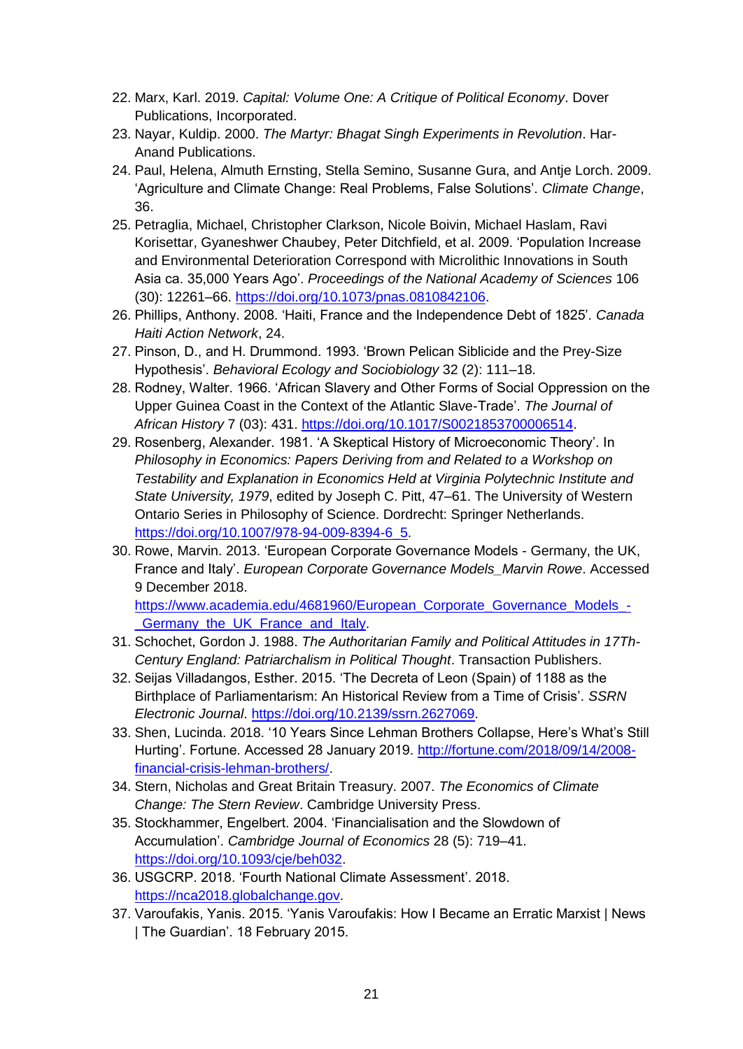22. Marx, Karl. 2019. *Capital: Volume One: A Critique of Political Economy*. Dover Publications, Incorporated.
23. Nayar, Kuldip. 2000. *The Martyr: Bhagat Singh Experiments in Revolution*. Har-Anand Publications.
24. Paul, Helena, Almuth Ernsting, Stella Semino, Susanne Gura, and Antje Lorch. 2009. 'Agriculture and Climate Change: Real Problems, False Solutions'. *Climate Change*, 36.
25. Petraglia, Michael, Christopher Clarkson, Nicole Boivin, Michael Haslam, Ravi Korisettar, Gyaneshwer Chaubey, Peter Ditchfield, et al. 2009. 'Population Increase and Environmental Deterioration Correspond with Microlithic Innovations in South Asia ca. 35,000 Years Ago'. *Proceedings of the National Academy of Sciences* 106 (30): 12261–66. https://doi.org/10.1073/pnas.0810842106.
26. Phillips, Anthony. 2008. 'Haiti, France and the Independence Debt of 1825'. *Canada Haiti Action Network*, 24.
27. Pinson, D., and H. Drummond. 1993. 'Brown Pelican Siblicide and the Prey-Size Hypothesis'. *Behavioral Ecology and Sociobiology* 32 (2): 111–18.
28. Rodney, Walter. 1966. 'African Slavery and Other Forms of Social Oppression on the Upper Guinea Coast in the Context of the Atlantic Slave-Trade'. *The Journal of African History* 7 (03): 431. https://doi.org/10.1017/S0021853700006514.
29. Rosenberg, Alexander. 1981. 'A Skeptical History of Microeconomic Theory'. In *Philosophy in Economics: Papers Deriving from and Related to a Workshop on Testability and Explanation in Economics Held at Virginia Polytechnic Institute and State University, 1979*, edited by Joseph C. Pitt, 47–61. The University of Western Ontario Series in Philosophy of Science. Dordrecht: Springer Netherlands. https://doi.org/10.1007/978-94-009-8394-6_5.
30. Rowe, Marvin. 2013. 'European Corporate Governance Models - Germany, the UK, France and Italy'. *European Corporate Governance Models_Marvin Rowe*. Accessed 9 December 2018. https://www.academia.edu/4681960/European_Corporate_Governance_Models_-_Germany_the_UK_France_and_Italy.
31. Schochet, Gordon J. 1988. *The Authoritarian Family and Political Attitudes in 17Th-Century England: Patriarchalism in Political Thought*. Transaction Publishers.
32. Seijas Villadangos, Esther. 2015. 'The Decreta of Leon (Spain) of 1188 as the Birthplace of Parliamentarism: An Historical Review from a Time of Crisis'. *SSRN Electronic Journal*. https://doi.org/10.2139/ssrn.2627069.
33. Shen, Lucinda. 2018. '10 Years Since Lehman Brothers Collapse, Here's What's Still Hurting'. Fortune. Accessed 28 January 2019. http://fortune.com/2018/09/14/2008-financial-crisis-lehman-brothers/.
34. Stern, Nicholas and Great Britain Treasury. 2007. *The Economics of Climate Change: The Stern Review*. Cambridge University Press.
35. Stockhammer, Engelbert. 2004. 'Financialisation and the Slowdown of Accumulation'. *Cambridge Journal of Economics* 28 (5): 719–41. https://doi.org/10.1093/cje/beh032.
36. USGCRP. 2018. 'Fourth National Climate Assessment'. 2018. https://nca2018.globalchange.gov.
37. Varoufakis, Yanis. 2015. 'Yanis Varoufakis: How I Became an Erratic Marxist | News | The Guardian'. 18 February 2015.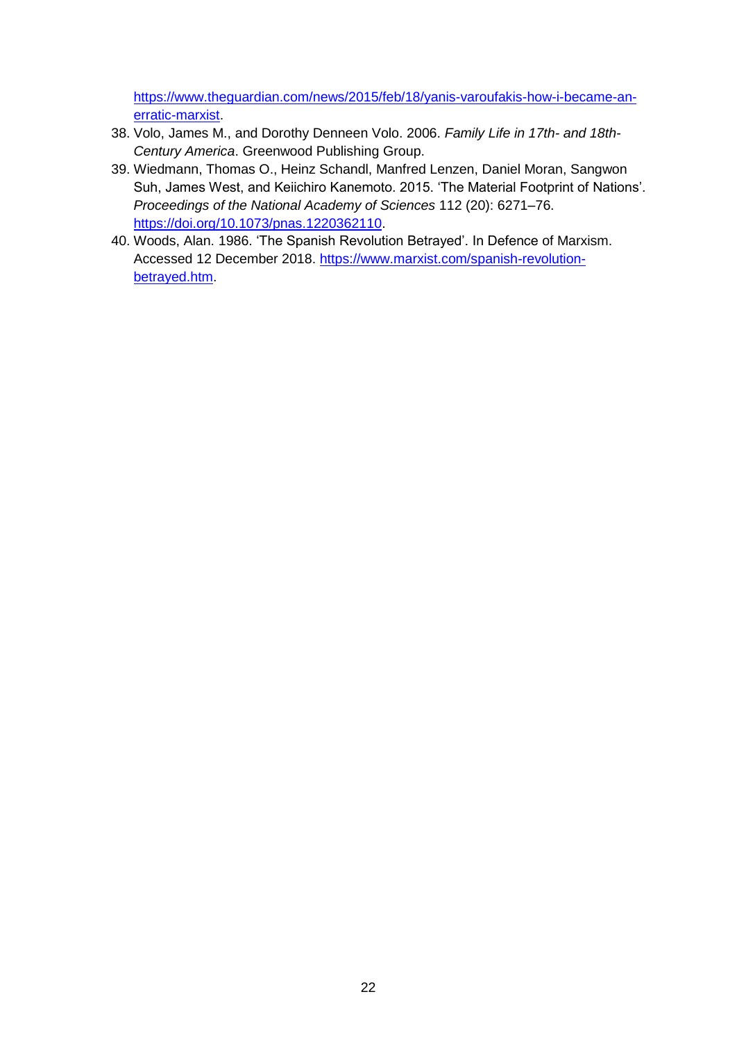https://www.theguardian.com/news/2015/feb/18/yanis-varoufakis-how-i-became-an-erratic-marxist.

38. Volo, James M., and Dorothy Denneen Volo. 2006. *Family Life in 17th- and 18th-Century America*. Greenwood Publishing Group.
39. Wiedmann, Thomas O., Heinz Schandl, Manfred Lenzen, Daniel Moran, Sangwon Suh, James West, and Keiichiro Kanemoto. 2015. 'The Material Footprint of Nations'. *Proceedings of the National Academy of Sciences* 112 (20): 6271–76. https://doi.org/10.1073/pnas.1220362110.
40. Woods, Alan. 1986. 'The Spanish Revolution Betrayed'. In Defence of Marxism. Accessed 12 December 2018. https://www.marxist.com/spanish-revolution-betrayed.htm.